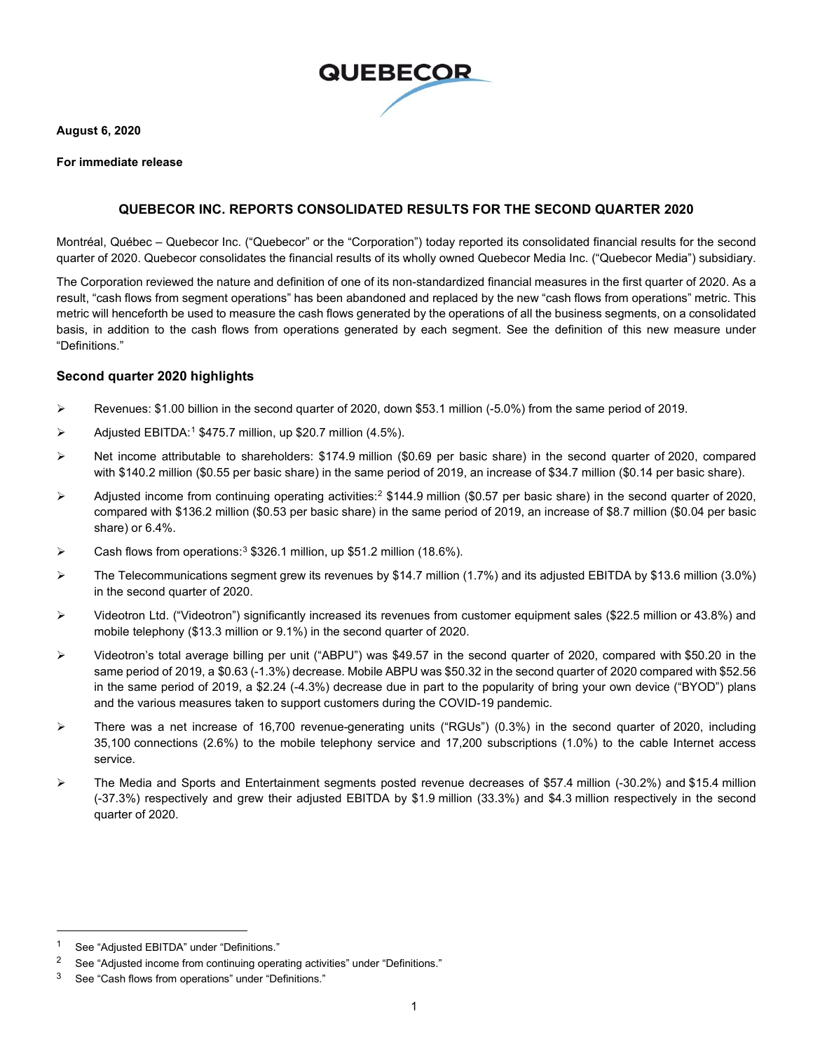**August 6, 2020**

**For immediate release**

## QUEBECOR INC. REPORTS CONSOLIDATED RESULTS FOR THE SECOND QUARTER 2020

Montréal, Québec – Quebecor Inc. ("Quebecor" or the "Corporation") today reported its consolidated financial results for the second quarter of 2020. Quebecor consolidates the financial results of its wholly owned Quebecor Media Inc. ("Quebecor Media") subsidiary.

The Corporation reviewed the nature and definition of one of its non-standardized financial measures in the first quarter of 2020. As a result, "cash flows from segment operations" has been abandoned and replaced by the new "cash flows from operations" metric. This metric will henceforth be used to measure the cash flows generated by the operations of all the business segments, on a consolidated basis, in addition to the cash flows from operations generated by each segment. See the definition of this new measure under "Definitions."

### Second quarter 2020 highlights

- Revenues: $1.00 billion in the second quarter of 2020, down $53.1 million (-5.0%) from the same period of 2019.
- Adjusted EBITDA:[1] $475.7 million, up $20.7 million (4.5%).
- Net income attributable to shareholders: $174.9 million ($0.69 per basic share) in the second quarter of 2020, compared with $140.2 million ($0.55 per basic share) in the same period of 2019, an increase of $34.7 million ($0.14 per basic share).
- Adjusted income from continuing operating activities:[2] $144.9 million ($0.57 per basic share) in the second quarter of 2020, compared with $136.2 million ($0.53 per basic share) in the same period of 2019, an increase of $8.7 million ($0.04 per basic share) or 6.4%.
- Cash flows from operations:[3] $326.1 million, up $51.2 million (18.6%).
- The Telecommunications segment grew its revenues by $14.7 million (1.7%) and its adjusted EBITDA by $13.6 million (3.0%) in the second quarter of 2020.
- Videotron Ltd. ("Videotron") significantly increased its revenues from customer equipment sales ($22.5 million or 43.8%) and mobile telephony ($13.3 million or 9.1%) in the second quarter of 2020.
- Videotron's total average billing per unit ("ABPU") was $49.57 in the second quarter of 2020, compared with $50.20 in the same period of 2019, a $0.63 (-1.3%) decrease. Mobile ABPU was $50.32 in the second quarter of 2020 compared with $52.56 in the same period of 2019, a $2.24 (-4.3%) decrease due in part to the popularity of bring your own device ("BYOD") plans and the various measures taken to support customers during the COVID-19 pandemic.
- There was a net increase of 16,700 revenue-generating units ("RGUs") (0.3%) in the second quarter of 2020, including 35,100 connections (2.6%) to the mobile telephony service and 17,200 subscriptions (1.0%) to the cable Internet access service.
- The Media and Sports and Entertainment segments posted revenue decreases of $57.4 million (-30.2%) and $15.4 million (-37.3%) respectively and grew their adjusted EBITDA by $1.9 million (33.3%) and $4.3 million respectively in the second quarter of 2020.

---

[1] See "Adjusted EBITDA" under "Definitions."

[2] See "Adjusted income from continuing operating activities" under "Definitions."

[3] See "Cash flows from operations" under "Definitions."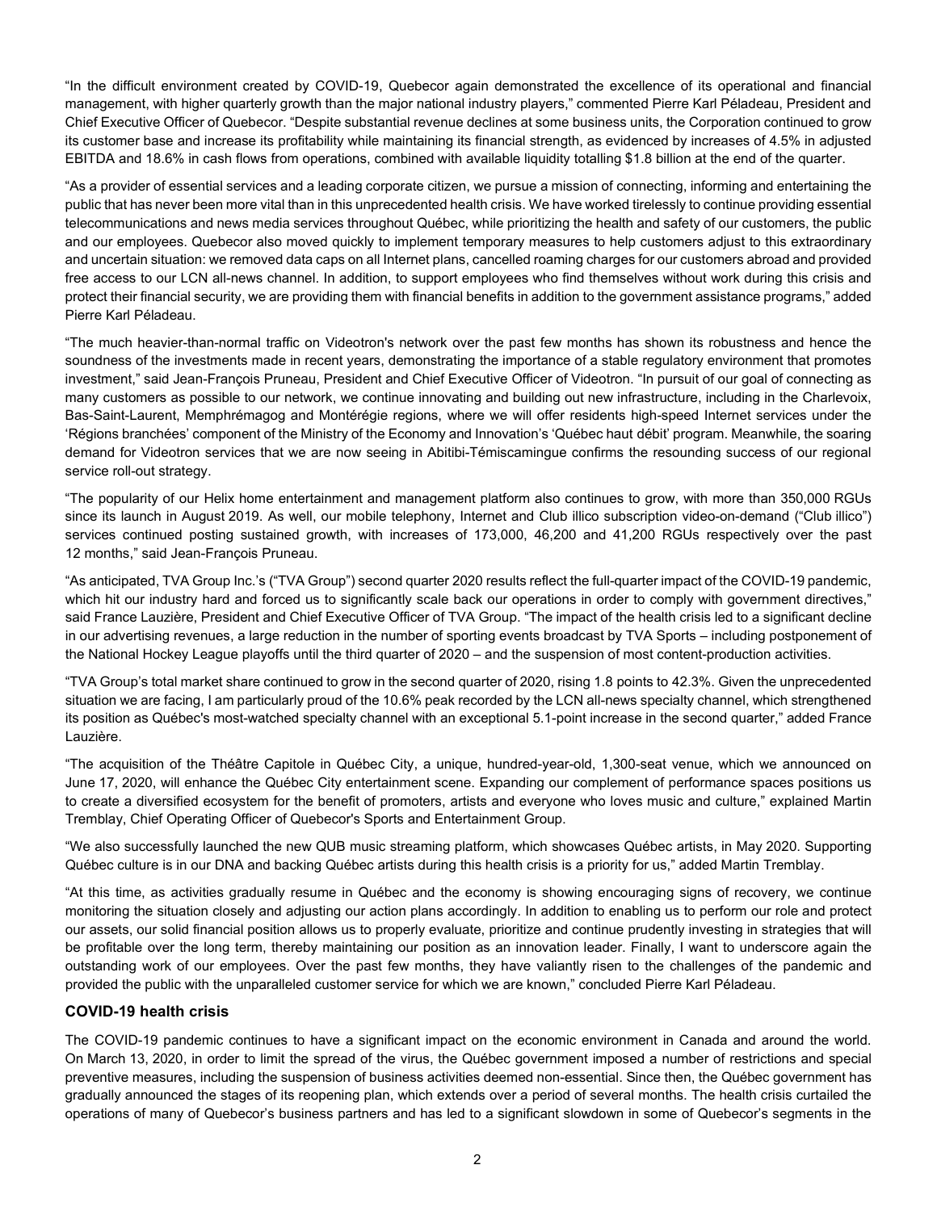"In the difficult environment created by COVID-19, Quebecor again demonstrated the excellence of its operational and financial management, with higher quarterly growth than the major national industry players," commented Pierre Karl Péladeau, President and Chief Executive Officer of Quebecor. "Despite substantial revenue declines at some business units, the Corporation continued to grow its customer base and increase its profitability while maintaining its financial strength, as evidenced by increases of 4.5% in adjusted EBITDA and 18.6% in cash flows from operations, combined with available liquidity totalling $1.8 billion at the end of the quarter.

"As a provider of essential services and a leading corporate citizen, we pursue a mission of connecting, informing and entertaining the public that has never been more vital than in this unprecedented health crisis. We have worked tirelessly to continue providing essential telecommunications and news media services throughout Québec, while prioritizing the health and safety of our customers, the public and our employees. Quebecor also moved quickly to implement temporary measures to help customers adjust to this extraordinary and uncertain situation: we removed data caps on all Internet plans, cancelled roaming charges for our customers abroad and provided free access to our LCN all-news channel. In addition, to support employees who find themselves without work during this crisis and protect their financial security, we are providing them with financial benefits in addition to the government assistance programs," added Pierre Karl Péladeau.

"The much heavier-than-normal traffic on Videotron's network over the past few months has shown its robustness and hence the soundness of the investments made in recent years, demonstrating the importance of a stable regulatory environment that promotes investment," said Jean-François Pruneau, President and Chief Executive Officer of Videotron. "In pursuit of our goal of connecting as many customers as possible to our network, we continue innovating and building out new infrastructure, including in the Charlevoix, Bas-Saint-Laurent, Memphrémagog and Montérégie regions, where we will offer residents high-speed Internet services under the 'Régions branchées' component of the Ministry of the Economy and Innovation's 'Québec haut débit' program. Meanwhile, the soaring demand for Videotron services that we are now seeing in Abitibi-Témiscamingue confirms the resounding success of our regional service roll-out strategy.

"The popularity of our Helix home entertainment and management platform also continues to grow, with more than 350,000 RGUs since its launch in August 2019. As well, our mobile telephony, Internet and Club illico subscription video-on-demand ("Club illico") services continued posting sustained growth, with increases of 173,000, 46,200 and 41,200 RGUs respectively over the past 12 months," said Jean-François Pruneau.

"As anticipated, TVA Group Inc.'s ("TVA Group") second quarter 2020 results reflect the full-quarter impact of the COVID-19 pandemic, which hit our industry hard and forced us to significantly scale back our operations in order to comply with government directives," said France Lauzière, President and Chief Executive Officer of TVA Group. "The impact of the health crisis led to a significant decline in our advertising revenues, a large reduction in the number of sporting events broadcast by TVA Sports – including postponement of the National Hockey League playoffs until the third quarter of 2020 – and the suspension of most content-production activities.

"TVA Group's total market share continued to grow in the second quarter of 2020, rising 1.8 points to 42.3%. Given the unprecedented situation we are facing, I am particularly proud of the 10.6% peak recorded by the LCN all-news specialty channel, which strengthened its position as Québec's most-watched specialty channel with an exceptional 5.1-point increase in the second quarter," added France Lauzière.

"The acquisition of the Théâtre Capitole in Québec City, a unique, hundred-year-old, 1,300-seat venue, which we announced on June 17, 2020, will enhance the Québec City entertainment scene. Expanding our complement of performance spaces positions us to create a diversified ecosystem for the benefit of promoters, artists and everyone who loves music and culture," explained Martin Tremblay, Chief Operating Officer of Quebecor's Sports and Entertainment Group.

"We also successfully launched the new QUB music streaming platform, which showcases Québec artists, in May 2020. Supporting Québec culture is in our DNA and backing Québec artists during this health crisis is a priority for us," added Martin Tremblay.

"At this time, as activities gradually resume in Québec and the economy is showing encouraging signs of recovery, we continue monitoring the situation closely and adjusting our action plans accordingly. In addition to enabling us to perform our role and protect our assets, our solid financial position allows us to properly evaluate, prioritize and continue prudently investing in strategies that will be profitable over the long term, thereby maintaining our position as an innovation leader. Finally, I want to underscore again the outstanding work of our employees. Over the past few months, they have valiantly risen to the challenges of the pandemic and provided the public with the unparalleled customer service for which we are known," concluded Pierre Karl Péladeau.

## COVID-19 health crisis

The COVID-19 pandemic continues to have a significant impact on the economic environment in Canada and around the world. On March 13, 2020, in order to limit the spread of the virus, the Québec government imposed a number of restrictions and special preventive measures, including the suspension of business activities deemed non-essential. Since then, the Québec government has gradually announced the stages of its reopening plan, which extends over a period of several months. The health crisis curtailed the operations of many of Quebecor's business partners and has led to a significant slowdown in some of Quebecor's segments in the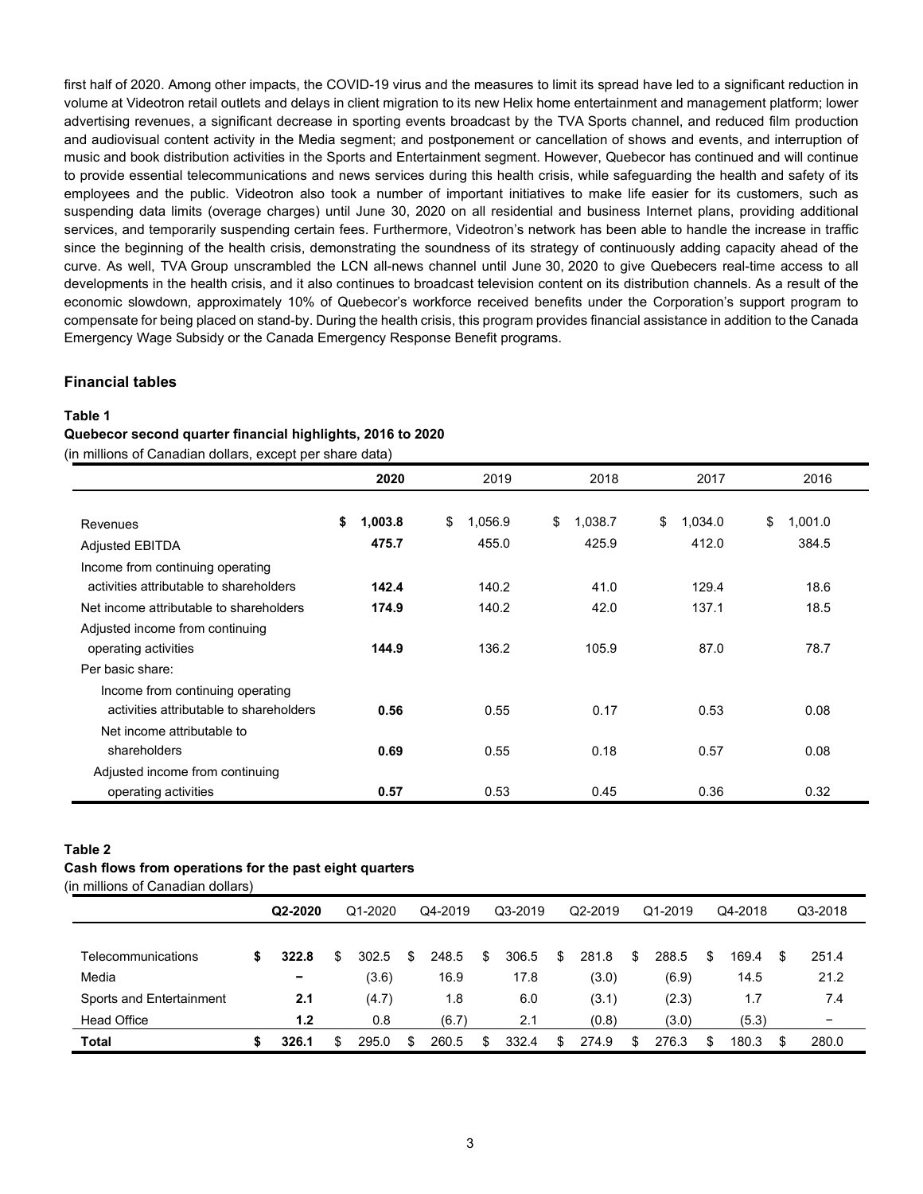first half of 2020. Among other impacts, the COVID-19 virus and the measures to limit its spread have led to a significant reduction in volume at Videotron retail outlets and delays in client migration to its new Helix home entertainment and management platform; lower advertising revenues, a significant decrease in sporting events broadcast by the TVA Sports channel, and reduced film production and audiovisual content activity in the Media segment; and postponement or cancellation of shows and events, and interruption of music and book distribution activities in the Sports and Entertainment segment. However, Quebecor has continued and will continue to provide essential telecommunications and news services during this health crisis, while safeguarding the health and safety of its employees and the public. Videotron also took a number of important initiatives to make life easier for its customers, such as suspending data limits (overage charges) until June 30, 2020 on all residential and business Internet plans, providing additional services, and temporarily suspending certain fees. Furthermore, Videotron's network has been able to handle the increase in traffic since the beginning of the health crisis, demonstrating the soundness of its strategy of continuously adding capacity ahead of the curve. As well, TVA Group unscrambled the LCN all-news channel until June 30, 2020 to give Quebecers real-time access to all developments in the health crisis, and it also continues to broadcast television content on its distribution channels. As a result of the economic slowdown, approximately 10% of Quebecor's workforce received benefits under the Corporation's support program to compensate for being placed on stand-by. During the health crisis, this program provides financial assistance in addition to the Canada Emergency Wage Subsidy or the Canada Emergency Response Benefit programs.

## Financial tables

**Table 1**

**Quebecor second quarter financial highlights, 2016 to 2020**

(in millions of Canadian dollars, except per share data)

| | **2020** | 2019 | 2018 | 2017 | 2016 |
|---|---|---|---|---|---|
| Revenues | **$ 1,003.8** | $ 1,056.9 | $ 1,038.7 | $ 1,034.0 | $ 1,001.0 |
| Adjusted EBITDA | **475.7** | 455.0 | 425.9 | 412.0 | 384.5 |
| Income from continuing operating activities attributable to shareholders | **142.4** | 140.2 | 41.0 | 129.4 | 18.6 |
| Net income attributable to shareholders | **174.9** | 140.2 | 42.0 | 137.1 | 18.5 |
| Adjusted income from continuing operating activities | **144.9** | 136.2 | 105.9 | 87.0 | 78.7 |
| Per basic share: | | | | | |
| Income from continuing operating activities attributable to shareholders | **0.56** | 0.55 | 0.17 | 0.53 | 0.08 |
| Net income attributable to shareholders | **0.69** | 0.55 | 0.18 | 0.57 | 0.08 |
| Adjusted income from continuing operating activities | **0.57** | 0.53 | 0.45 | 0.36 | 0.32 |

**Table 2**

**Cash flows from operations for the past eight quarters**

(in millions of Canadian dollars)

| | **Q2-2020** | Q1-2020 | Q4-2019 | Q3-2019 | Q2-2019 | Q1-2019 | Q4-2018 | Q3-2018 |
|---|---|---|---|---|---|---|---|---|
| Telecommunications | **$ 322.8** | $ 302.5 | $ 248.5 | $ 306.5 | $ 281.8 | $ 288.5 | $ 169.4 | $ 251.4 |
| Media | **–** | (3.6) | 16.9 | 17.8 | (3.0) | (6.9) | 14.5 | 21.2 |
| Sports and Entertainment | **2.1** | (4.7) | 1.8 | 6.0 | (3.1) | (2.3) | 1.7 | 7.4 |
| Head Office | **1.2** | 0.8 | (6.7) | 2.1 | (0.8) | (3.0) | (5.3) | – |
| **Total** | **$ 326.1** | $ 295.0 | $ 260.5 | $ 332.4 | $ 274.9 | $ 276.3 | $ 180.3 | $ 280.0 |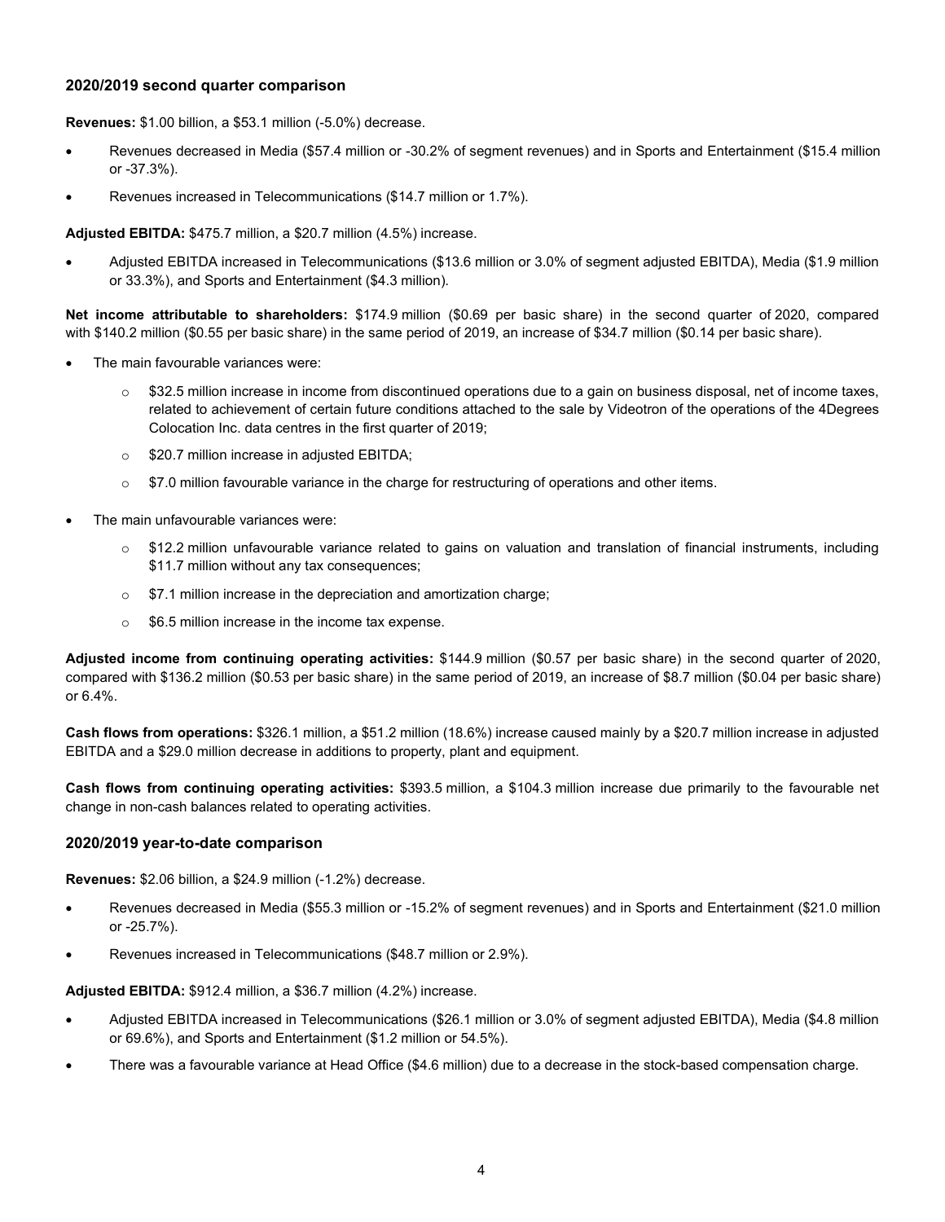### 2020/2019 second quarter comparison

**Revenues:** $1.00 billion, a $53.1 million (-5.0%) decrease.

- Revenues decreased in Media ($57.4 million or -30.2% of segment revenues) and in Sports and Entertainment ($15.4 million or -37.3%).
- Revenues increased in Telecommunications ($14.7 million or 1.7%).

**Adjusted EBITDA:** $475.7 million, a $20.7 million (4.5%) increase.

- Adjusted EBITDA increased in Telecommunications ($13.6 million or 3.0% of segment adjusted EBITDA), Media ($1.9 million or 33.3%), and Sports and Entertainment ($4.3 million).

**Net income attributable to shareholders:** $174.9 million ($0.69 per basic share) in the second quarter of 2020, compared with $140.2 million ($0.55 per basic share) in the same period of 2019, an increase of $34.7 million ($0.14 per basic share).

- The main favourable variances were:
  - $32.5 million increase in income from discontinued operations due to a gain on business disposal, net of income taxes, related to achievement of certain future conditions attached to the sale by Videotron of the operations of the 4Degrees Colocation Inc. data centres in the first quarter of 2019;
  - $20.7 million increase in adjusted EBITDA;
  - $7.0 million favourable variance in the charge for restructuring of operations and other items.
- The main unfavourable variances were:
  - $12.2 million unfavourable variance related to gains on valuation and translation of financial instruments, including $11.7 million without any tax consequences;
  - $7.1 million increase in the depreciation and amortization charge;
  - $6.5 million increase in the income tax expense.

**Adjusted income from continuing operating activities:** $144.9 million ($0.57 per basic share) in the second quarter of 2020, compared with $136.2 million ($0.53 per basic share) in the same period of 2019, an increase of $8.7 million ($0.04 per basic share) or 6.4%.

**Cash flows from operations:** $326.1 million, a $51.2 million (18.6%) increase caused mainly by a $20.7 million increase in adjusted EBITDA and a $29.0 million decrease in additions to property, plant and equipment.

**Cash flows from continuing operating activities:** $393.5 million, a $104.3 million increase due primarily to the favourable net change in non-cash balances related to operating activities.

### 2020/2019 year-to-date comparison

**Revenues:** $2.06 billion, a $24.9 million (-1.2%) decrease.

- Revenues decreased in Media ($55.3 million or -15.2% of segment revenues) and in Sports and Entertainment ($21.0 million or -25.7%).
- Revenues increased in Telecommunications ($48.7 million or 2.9%).

**Adjusted EBITDA:** $912.4 million, a $36.7 million (4.2%) increase.

- Adjusted EBITDA increased in Telecommunications ($26.1 million or 3.0% of segment adjusted EBITDA), Media ($4.8 million or 69.6%), and Sports and Entertainment ($1.2 million or 54.5%).
- There was a favourable variance at Head Office ($4.6 million) due to a decrease in the stock-based compensation charge.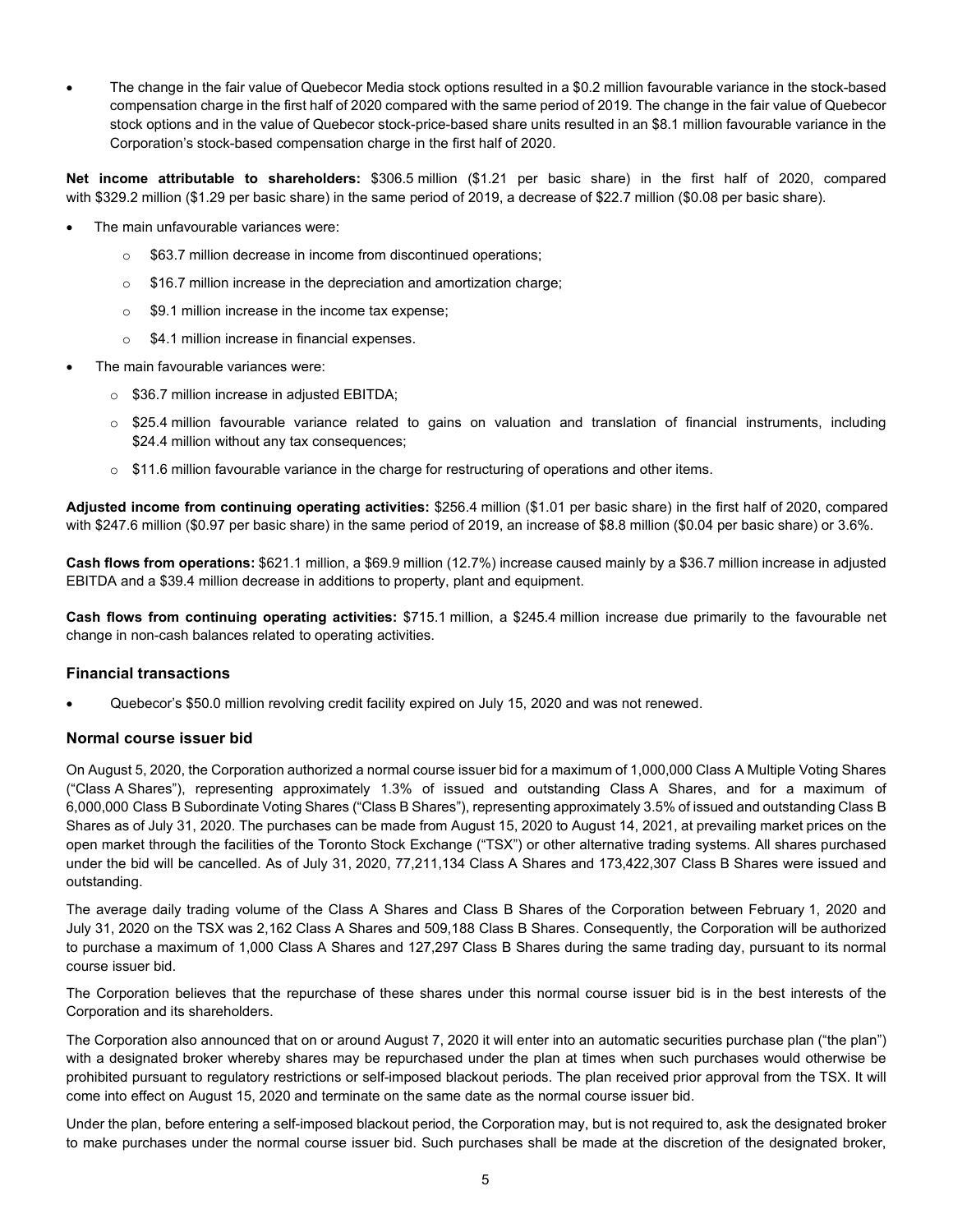- The change in the fair value of Quebecor Media stock options resulted in a $0.2 million favourable variance in the stock-based compensation charge in the first half of 2020 compared with the same period of 2019. The change in the fair value of Quebecor stock options and in the value of Quebecor stock-price-based share units resulted in an $8.1 million favourable variance in the Corporation's stock-based compensation charge in the first half of 2020.

**Net income attributable to shareholders:** $306.5 million ($1.21 per basic share) in the first half of 2020, compared with $329.2 million ($1.29 per basic share) in the same period of 2019, a decrease of $22.7 million ($0.08 per basic share).

- The main unfavourable variances were:
  - $63.7 million decrease in income from discontinued operations;
  - $16.7 million increase in the depreciation and amortization charge;
  - $9.1 million increase in the income tax expense;
  - $4.1 million increase in financial expenses.
- The main favourable variances were:
  - $36.7 million increase in adjusted EBITDA;
  - $25.4 million favourable variance related to gains on valuation and translation of financial instruments, including $24.4 million without any tax consequences;
  - $11.6 million favourable variance in the charge for restructuring of operations and other items.

**Adjusted income from continuing operating activities:** $256.4 million ($1.01 per basic share) in the first half of 2020, compared with $247.6 million ($0.97 per basic share) in the same period of 2019, an increase of $8.8 million ($0.04 per basic share) or 3.6%.

**Cash flows from operations:** $621.1 million, a $69.9 million (12.7%) increase caused mainly by a $36.7 million increase in adjusted EBITDA and a $39.4 million decrease in additions to property, plant and equipment.

**Cash flows from continuing operating activities:** $715.1 million, a $245.4 million increase due primarily to the favourable net change in non-cash balances related to operating activities.

### Financial transactions

- Quebecor's $50.0 million revolving credit facility expired on July 15, 2020 and was not renewed.

### Normal course issuer bid

On August 5, 2020, the Corporation authorized a normal course issuer bid for a maximum of 1,000,000 Class A Multiple Voting Shares ("Class A Shares"), representing approximately 1.3% of issued and outstanding Class A Shares, and for a maximum of 6,000,000 Class B Subordinate Voting Shares ("Class B Shares"), representing approximately 3.5% of issued and outstanding Class B Shares as of July 31, 2020. The purchases can be made from August 15, 2020 to August 14, 2021, at prevailing market prices on the open market through the facilities of the Toronto Stock Exchange ("TSX") or other alternative trading systems. All shares purchased under the bid will be cancelled. As of July 31, 2020, 77,211,134 Class A Shares and 173,422,307 Class B Shares were issued and outstanding.

The average daily trading volume of the Class A Shares and Class B Shares of the Corporation between February 1, 2020 and July 31, 2020 on the TSX was 2,162 Class A Shares and 509,188 Class B Shares. Consequently, the Corporation will be authorized to purchase a maximum of 1,000 Class A Shares and 127,297 Class B Shares during the same trading day, pursuant to its normal course issuer bid.

The Corporation believes that the repurchase of these shares under this normal course issuer bid is in the best interests of the Corporation and its shareholders.

The Corporation also announced that on or around August 7, 2020 it will enter into an automatic securities purchase plan ("the plan") with a designated broker whereby shares may be repurchased under the plan at times when such purchases would otherwise be prohibited pursuant to regulatory restrictions or self-imposed blackout periods. The plan received prior approval from the TSX. It will come into effect on August 15, 2020 and terminate on the same date as the normal course issuer bid.

Under the plan, before entering a self-imposed blackout period, the Corporation may, but is not required to, ask the designated broker to make purchases under the normal course issuer bid. Such purchases shall be made at the discretion of the designated broker,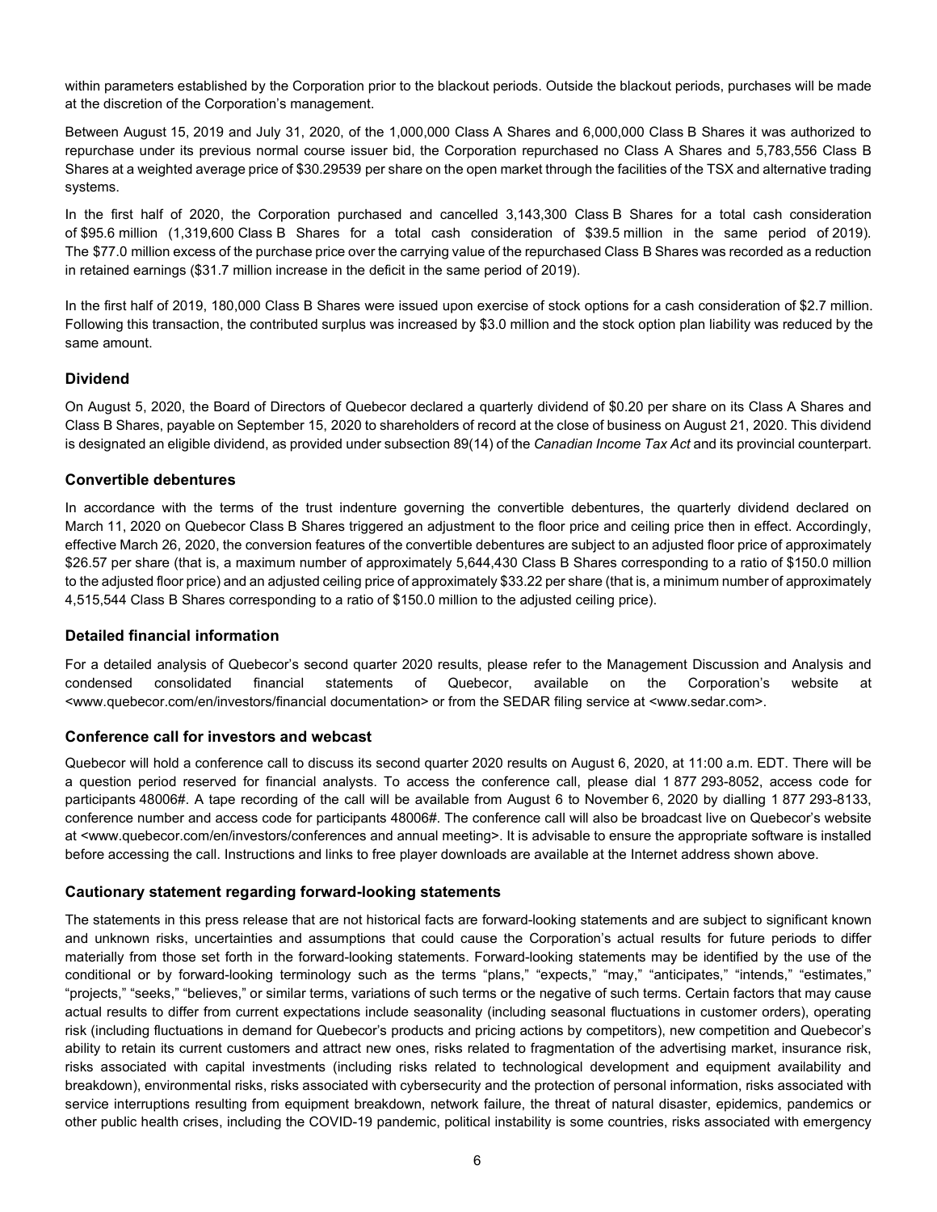within parameters established by the Corporation prior to the blackout periods. Outside the blackout periods, purchases will be made at the discretion of the Corporation's management.

Between August 15, 2019 and July 31, 2020, of the 1,000,000 Class A Shares and 6,000,000 Class B Shares it was authorized to repurchase under its previous normal course issuer bid, the Corporation repurchased no Class A Shares and 5,783,556 Class B Shares at a weighted average price of $30.29539 per share on the open market through the facilities of the TSX and alternative trading systems.

In the first half of 2020, the Corporation purchased and cancelled 3,143,300 Class B Shares for a total cash consideration of $95.6 million (1,319,600 Class B Shares for a total cash consideration of $39.5 million in the same period of 2019). The $77.0 million excess of the purchase price over the carrying value of the repurchased Class B Shares was recorded as a reduction in retained earnings ($31.7 million increase in the deficit in the same period of 2019).

In the first half of 2019, 180,000 Class B Shares were issued upon exercise of stock options for a cash consideration of $2.7 million. Following this transaction, the contributed surplus was increased by $3.0 million and the stock option plan liability was reduced by the same amount.

### Dividend

On August 5, 2020, the Board of Directors of Quebecor declared a quarterly dividend of $0.20 per share on its Class A Shares and Class B Shares, payable on September 15, 2020 to shareholders of record at the close of business on August 21, 2020. This dividend is designated an eligible dividend, as provided under subsection 89(14) of the *Canadian Income Tax Act* and its provincial counterpart.

### Convertible debentures

In accordance with the terms of the trust indenture governing the convertible debentures, the quarterly dividend declared on March 11, 2020 on Quebecor Class B Shares triggered an adjustment to the floor price and ceiling price then in effect. Accordingly, effective March 26, 2020, the conversion features of the convertible debentures are subject to an adjusted floor price of approximately $26.57 per share (that is, a maximum number of approximately 5,644,430 Class B Shares corresponding to a ratio of $150.0 million to the adjusted floor price) and an adjusted ceiling price of approximately $33.22 per share (that is, a minimum number of approximately 4,515,544 Class B Shares corresponding to a ratio of $150.0 million to the adjusted ceiling price).

### Detailed financial information

For a detailed analysis of Quebecor's second quarter 2020 results, please refer to the Management Discussion and Analysis and condensed consolidated financial statements of Quebecor, available on the Corporation's website at <www.quebecor.com/en/investors/financial documentation> or from the SEDAR filing service at <www.sedar.com>.

### Conference call for investors and webcast

Quebecor will hold a conference call to discuss its second quarter 2020 results on August 6, 2020, at 11:00 a.m. EDT. There will be a question period reserved for financial analysts. To access the conference call, please dial 1 877 293-8052, access code for participants 48006#. A tape recording of the call will be available from August 6 to November 6, 2020 by dialling 1 877 293-8133, conference number and access code for participants 48006#. The conference call will also be broadcast live on Quebecor's website at <www.quebecor.com/en/investors/conferences and annual meeting>. It is advisable to ensure the appropriate software is installed before accessing the call. Instructions and links to free player downloads are available at the Internet address shown above.

### Cautionary statement regarding forward-looking statements

The statements in this press release that are not historical facts are forward-looking statements and are subject to significant known and unknown risks, uncertainties and assumptions that could cause the Corporation's actual results for future periods to differ materially from those set forth in the forward-looking statements. Forward-looking statements may be identified by the use of the conditional or by forward-looking terminology such as the terms "plans," "expects," "may," "anticipates," "intends," "estimates," "projects," "seeks," "believes," or similar terms, variations of such terms or the negative of such terms. Certain factors that may cause actual results to differ from current expectations include seasonality (including seasonal fluctuations in customer orders), operating risk (including fluctuations in demand for Quebecor's products and pricing actions by competitors), new competition and Quebecor's ability to retain its current customers and attract new ones, risks related to fragmentation of the advertising market, insurance risk, risks associated with capital investments (including risks related to technological development and equipment availability and breakdown), environmental risks, risks associated with cybersecurity and the protection of personal information, risks associated with service interruptions resulting from equipment breakdown, network failure, the threat of natural disaster, epidemics, pandemics or other public health crises, including the COVID-19 pandemic, political instability is some countries, risks associated with emergency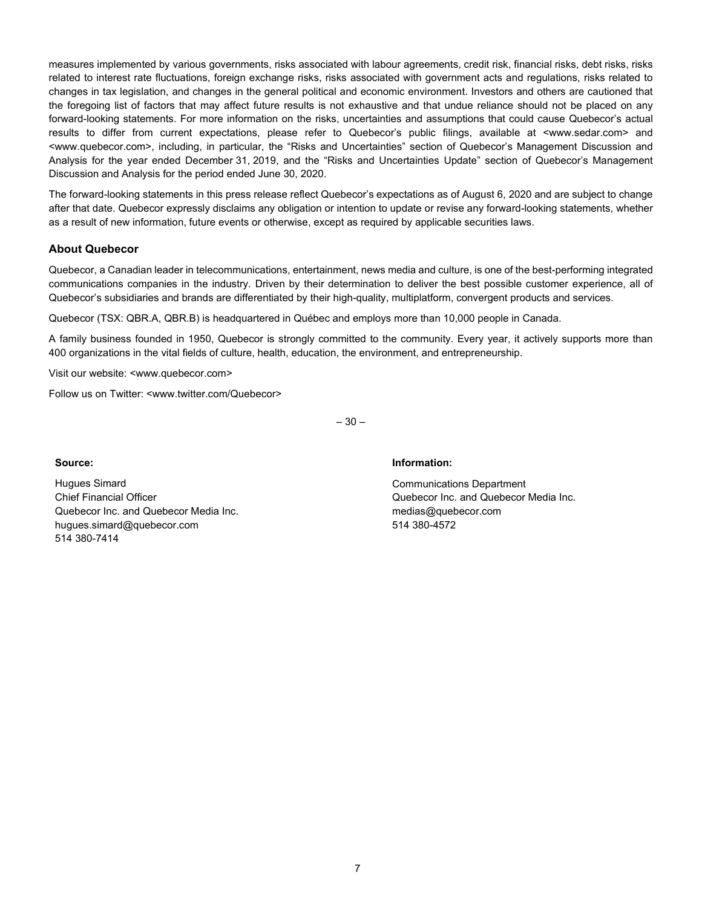measures implemented by various governments, risks associated with labour agreements, credit risk, financial risks, debt risks, risks related to interest rate fluctuations, foreign exchange risks, risks associated with government acts and regulations, risks related to changes in tax legislation, and changes in the general political and economic environment. Investors and others are cautioned that the foregoing list of factors that may affect future results is not exhaustive and that undue reliance should not be placed on any forward-looking statements. For more information on the risks, uncertainties and assumptions that could cause Quebecor's actual results to differ from current expectations, please refer to Quebecor's public filings, available at <www.sedar.com> and <www.quebecor.com>, including, in particular, the "Risks and Uncertainties" section of Quebecor's Management Discussion and Analysis for the year ended December 31, 2019, and the "Risks and Uncertainties Update" section of Quebecor's Management Discussion and Analysis for the period ended June 30, 2020.

The forward-looking statements in this press release reflect Quebecor's expectations as of August 6, 2020 and are subject to change after that date. Quebecor expressly disclaims any obligation or intention to update or revise any forward-looking statements, whether as a result of new information, future events or otherwise, except as required by applicable securities laws.

### About Quebecor

Quebecor, a Canadian leader in telecommunications, entertainment, news media and culture, is one of the best-performing integrated communications companies in the industry. Driven by their determination to deliver the best possible customer experience, all of Quebecor's subsidiaries and brands are differentiated by their high-quality, multiplatform, convergent products and services.

Quebecor (TSX: QBR.A, QBR.B) is headquartered in Québec and employs more than 10,000 people in Canada.

A family business founded in 1950, Quebecor is strongly committed to the community. Every year, it actively supports more than 400 organizations in the vital fields of culture, health, education, the environment, and entrepreneurship.

Visit our website: <www.quebecor.com>

Follow us on Twitter: <www.twitter.com/Quebecor>

– 30 –

**Source:**

Hugues Simard
Chief Financial Officer
Quebecor Inc. and Quebecor Media Inc.
hugues.simard@quebecor.com
514 380-7414

**Information:**

Communications Department
Quebecor Inc. and Quebecor Media Inc.
medias@quebecor.com
514 380-4572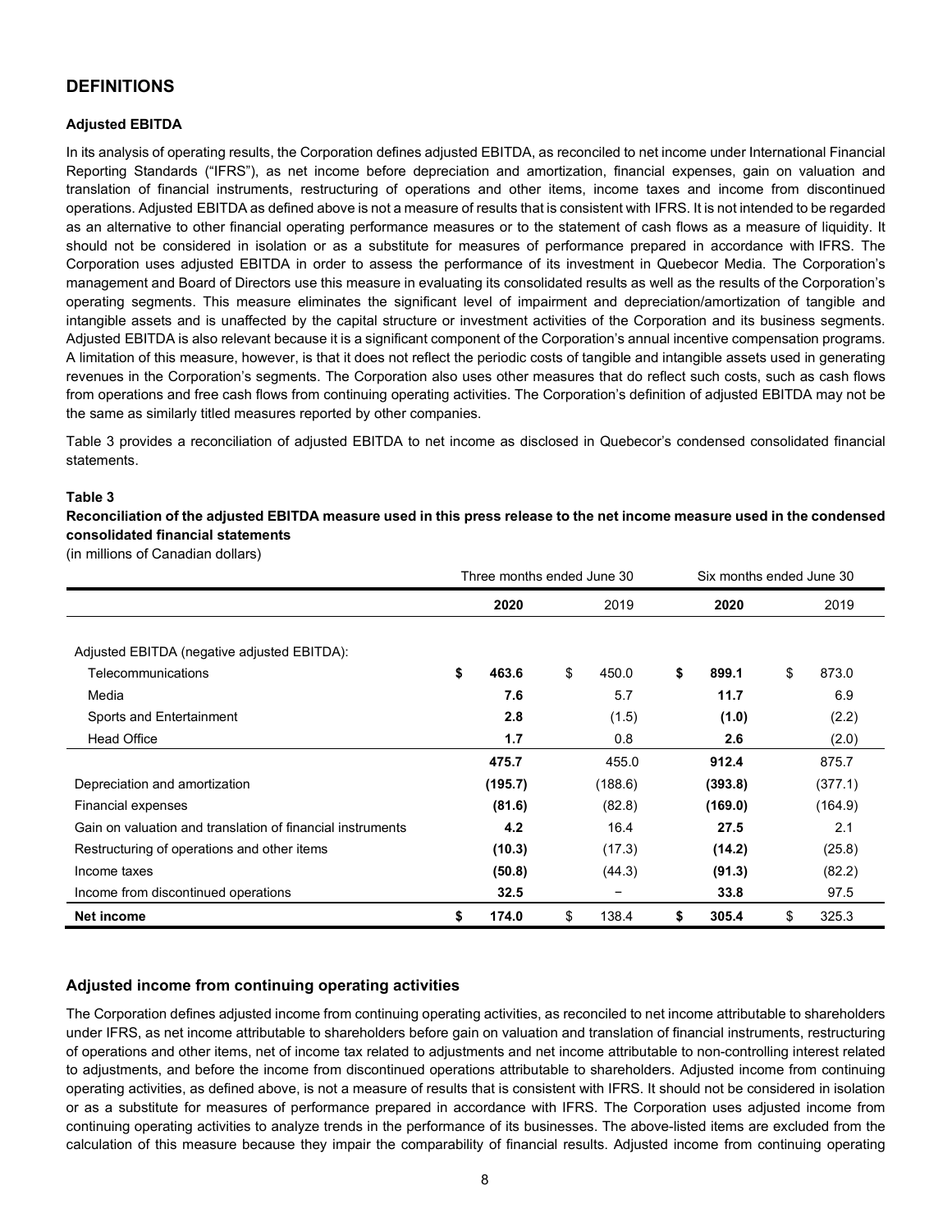## DEFINITIONS

### Adjusted EBITDA

In its analysis of operating results, the Corporation defines adjusted EBITDA, as reconciled to net income under International Financial Reporting Standards ("IFRS"), as net income before depreciation and amortization, financial expenses, gain on valuation and translation of financial instruments, restructuring of operations and other items, income taxes and income from discontinued operations. Adjusted EBITDA as defined above is not a measure of results that is consistent with IFRS. It is not intended to be regarded as an alternative to other financial operating performance measures or to the statement of cash flows as a measure of liquidity. It should not be considered in isolation or as a substitute for measures of performance prepared in accordance with IFRS. The Corporation uses adjusted EBITDA in order to assess the performance of its investment in Quebecor Media. The Corporation's management and Board of Directors use this measure in evaluating its consolidated results as well as the results of the Corporation's operating segments. This measure eliminates the significant level of impairment and depreciation/amortization of tangible and intangible assets and is unaffected by the capital structure or investment activities of the Corporation and its business segments. Adjusted EBITDA is also relevant because it is a significant component of the Corporation's annual incentive compensation programs. A limitation of this measure, however, is that it does not reflect the periodic costs of tangible and intangible assets used in generating revenues in the Corporation's segments. The Corporation also uses other measures that do reflect such costs, such as cash flows from operations and free cash flows from continuing operating activities. The Corporation's definition of adjusted EBITDA may not be the same as similarly titled measures reported by other companies.

Table 3 provides a reconciliation of adjusted EBITDA to net income as disclosed in Quebecor's condensed consolidated financial statements.

**Table 3**

**Reconciliation of the adjusted EBITDA measure used in this press release to the net income measure used in the condensed consolidated financial statements**

(in millions of Canadian dollars)

| | Three months ended June 30 | | Six months ended June 30 | |
|---|---|---|---|---|
| | **2020** | 2019 | **2020** | 2019 |
| Adjusted EBITDA (negative adjusted EBITDA): | | | | |
| Telecommunications | **$ 463.6** | $ 450.0 | **$ 899.1** | $ 873.0 |
| Media | **7.6** | 5.7 | **11.7** | 6.9 |
| Sports and Entertainment | **2.8** | (1.5) | **(1.0)** | (2.2) |
| Head Office | **1.7** | 0.8 | **2.6** | (2.0) |
| | **475.7** | 455.0 | **912.4** | 875.7 |
| Depreciation and amortization | **(195.7)** | (188.6) | **(393.8)** | (377.1) |
| Financial expenses | **(81.6)** | (82.8) | **(169.0)** | (164.9) |
| Gain on valuation and translation of financial instruments | **4.2** | 16.4 | **27.5** | 2.1 |
| Restructuring of operations and other items | **(10.3)** | (17.3) | **(14.2)** | (25.8) |
| Income taxes | **(50.8)** | (44.3) | **(91.3)** | (82.2) |
| Income from discontinued operations | **32.5** | − | **33.8** | 97.5 |
| **Net income** | **$ 174.0** | $ 138.4 | **$ 305.4** | $ 325.3 |

### Adjusted income from continuing operating activities

The Corporation defines adjusted income from continuing operating activities, as reconciled to net income attributable to shareholders under IFRS, as net income attributable to shareholders before gain on valuation and translation of financial instruments, restructuring of operations and other items, net of income tax related to adjustments and net income attributable to non-controlling interest related to adjustments, and before the income from discontinued operations attributable to shareholders. Adjusted income from continuing operating activities, as defined above, is not a measure of results that is consistent with IFRS. It should not be considered in isolation or as a substitute for measures of performance prepared in accordance with IFRS. The Corporation uses adjusted income from continuing operating activities to analyze trends in the performance of its businesses. The above-listed items are excluded from the calculation of this measure because they impair the comparability of financial results. Adjusted income from continuing operating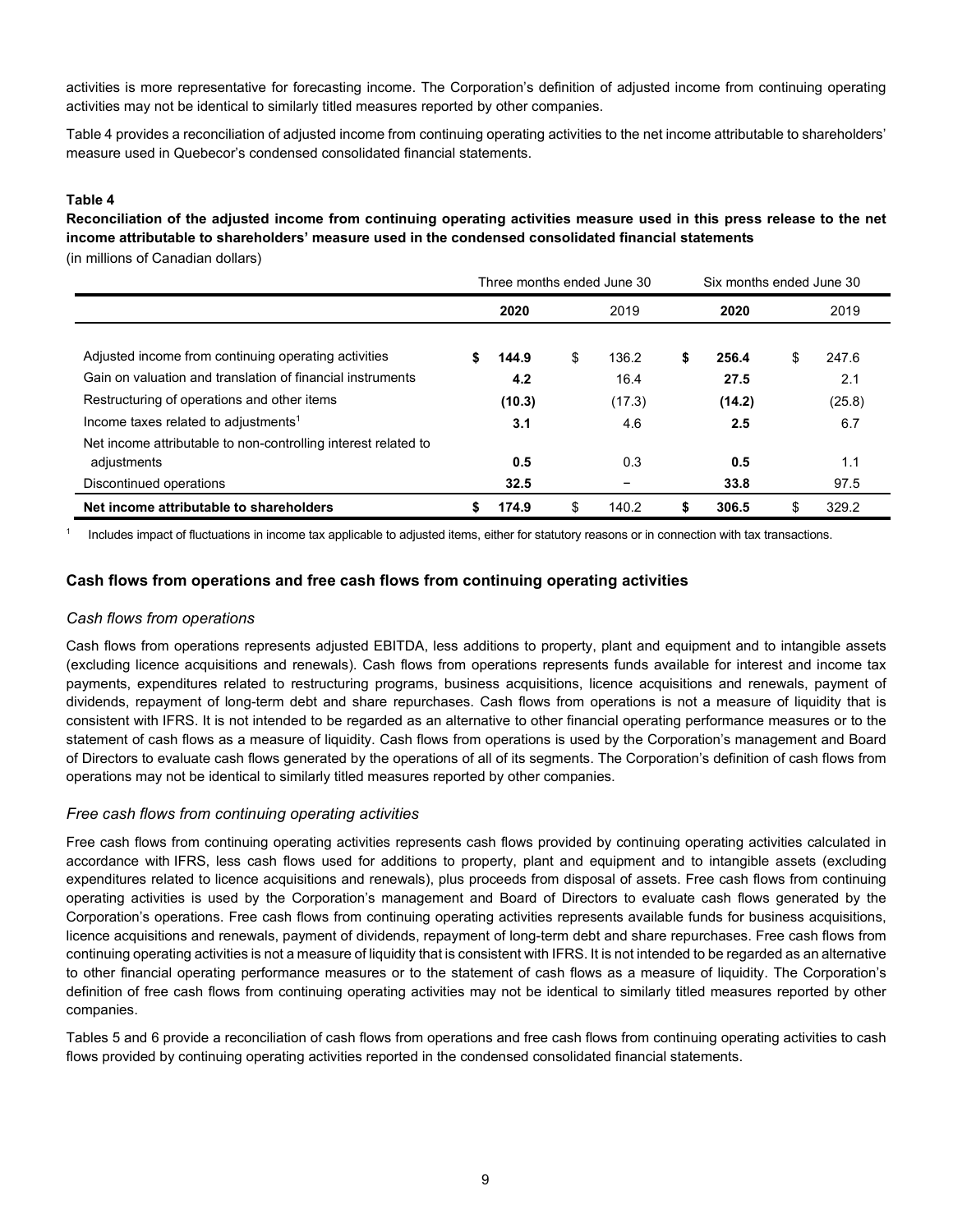activities is more representative for forecasting income. The Corporation's definition of adjusted income from continuing operating activities may not be identical to similarly titled measures reported by other companies.

Table 4 provides a reconciliation of adjusted income from continuing operating activities to the net income attributable to shareholders' measure used in Quebecor's condensed consolidated financial statements.

**Table 4**

**Reconciliation of the adjusted income from continuing operating activities measure used in this press release to the net income attributable to shareholders' measure used in the condensed consolidated financial statements**

(in millions of Canadian dollars)

| | Three months ended June 30 | | Six months ended June 30 | |
|---|---|---|---|---|
| | **2020** | 2019 | **2020** | 2019 |
| Adjusted income from continuing operating activities | **$ 144.9** | $ 136.2 | **$ 256.4** | $ 247.6 |
| Gain on valuation and translation of financial instruments | **4.2** | 16.4 | **27.5** | 2.1 |
| Restructuring of operations and other items | **(10.3)** | (17.3) | **(14.2)** | (25.8) |
| Income taxes related to adjustments[1] | **3.1** | 4.6 | **2.5** | 6.7 |
| Net income attributable to non-controlling interest related to adjustments | **0.5** | 0.3 | **0.5** | 1.1 |
| Discontinued operations | **32.5** | – | **33.8** | 97.5 |
| **Net income attributable to shareholders** | **$ 174.9** | $ 140.2 | **$ 306.5** | $ 329.2 |

[1] Includes impact of fluctuations in income tax applicable to adjusted items, either for statutory reasons or in connection with tax transactions.

## Cash flows from operations and free cash flows from continuing operating activities

### *Cash flows from operations*

Cash flows from operations represents adjusted EBITDA, less additions to property, plant and equipment and to intangible assets (excluding licence acquisitions and renewals). Cash flows from operations represents funds available for interest and income tax payments, expenditures related to restructuring programs, business acquisitions, licence acquisitions and renewals, payment of dividends, repayment of long-term debt and share repurchases. Cash flows from operations is not a measure of liquidity that is consistent with IFRS. It is not intended to be regarded as an alternative to other financial operating performance measures or to the statement of cash flows as a measure of liquidity. Cash flows from operations is used by the Corporation's management and Board of Directors to evaluate cash flows generated by the operations of all of its segments. The Corporation's definition of cash flows from operations may not be identical to similarly titled measures reported by other companies.

### *Free cash flows from continuing operating activities*

Free cash flows from continuing operating activities represents cash flows provided by continuing operating activities calculated in accordance with IFRS, less cash flows used for additions to property, plant and equipment and to intangible assets (excluding expenditures related to licence acquisitions and renewals), plus proceeds from disposal of assets. Free cash flows from continuing operating activities is used by the Corporation's management and Board of Directors to evaluate cash flows generated by the Corporation's operations. Free cash flows from continuing operating activities represents available funds for business acquisitions, licence acquisitions and renewals, payment of dividends, repayment of long-term debt and share repurchases. Free cash flows from continuing operating activities is not a measure of liquidity that is consistent with IFRS. It is not intended to be regarded as an alternative to other financial operating performance measures or to the statement of cash flows as a measure of liquidity. The Corporation's definition of free cash flows from continuing operating activities may not be identical to similarly titled measures reported by other companies.

Tables 5 and 6 provide a reconciliation of cash flows from operations and free cash flows from continuing operating activities to cash flows provided by continuing operating activities reported in the condensed consolidated financial statements.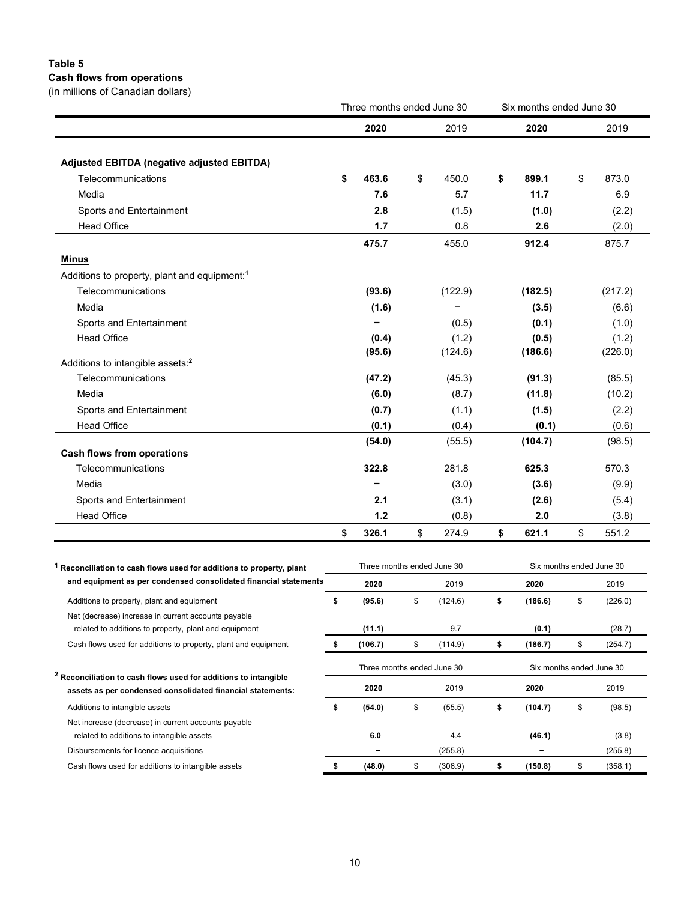**Table 5**
**Cash flows from operations**
(in millions of Canadian dollars)

| | Three months ended June 30 | | Six months ended June 30 | |
|---|---|---|---|---|
| | **2020** | 2019 | **2020** | 2019 |
| **Adjusted EBITDA (negative adjusted EBITDA)** | | | | |
| Telecommunications | **$ 463.6** | $ 450.0 | **$ 899.1** | $ 873.0 |
| Media | **7.6** | 5.7 | **11.7** | 6.9 |
| Sports and Entertainment | **2.8** | (1.5) | **(1.0)** | (2.2) |
| Head Office | **1.7** | 0.8 | **2.6** | (2.0) |
| | **475.7** | 455.0 | **912.4** | 875.7 |
| **Minus** | | | | |
| Additions to property, plant and equipment:[1] | | | | |
| Telecommunications | **(93.6)** | (122.9) | **(182.5)** | (217.2) |
| Media | **(1.6)** | – | **(3.5)** | (6.6) |
| Sports and Entertainment | **–** | (0.5) | **(0.1)** | (1.0) |
| Head Office | **(0.4)** | (1.2) | **(0.5)** | (1.2) |
| | **(95.6)** | (124.6) | **(186.6)** | (226.0) |
| Additions to intangible assets:[2] | | | | |
| Telecommunications | **(47.2)** | (45.3) | **(91.3)** | (85.5) |
| Media | **(6.0)** | (8.7) | **(11.8)** | (10.2) |
| Sports and Entertainment | **(0.7)** | (1.1) | **(1.5)** | (2.2) |
| Head Office | **(0.1)** | (0.4) | **(0.1)** | (0.6) |
| | **(54.0)** | (55.5) | **(104.7)** | (98.5) |
| **Cash flows from operations** | | | | |
| Telecommunications | **322.8** | 281.8 | **625.3** | 570.3 |
| Media | **–** | (3.0) | **(3.6)** | (9.9) |
| Sports and Entertainment | **2.1** | (3.1) | **(2.6)** | (5.4) |
| Head Office | **1.2** | (0.8) | **2.0** | (3.8) |
| | **$ 326.1** | $ 274.9 | **$ 621.1** | $ 551.2 |

| [1] **Reconciliation to cash flows used for additions to property, plant and equipment as per condensed consolidated financial statements** | Three months ended June 30 | | Six months ended June 30 | |
|---|---|---|---|---|
| | **2020** | 2019 | **2020** | 2019 |
| Additions to property, plant and equipment | **$ (95.6)** | $ (124.6) | **$ (186.6)** | $ (226.0) |
| Net (decrease) increase in current accounts payable related to additions to property, plant and equipment | **(11.1)** | 9.7 | **(0.1)** | (28.7) |
| Cash flows used for additions to property, plant and equipment | **$ (106.7)** | $ (114.9) | **$ (186.7)** | $ (254.7) |

| [2] **Reconciliation to cash flows used for additions to intangible assets as per condensed consolidated financial statements:** | Three months ended June 30 | | Six months ended June 30 | |
|---|---|---|---|---|
| | **2020** | 2019 | **2020** | 2019 |
| Additions to intangible assets | **$ (54.0)** | $ (55.5) | **$ (104.7)** | $ (98.5) |
| Net increase (decrease) in current accounts payable related to additions to intangible assets | **6.0** | 4.4 | **(46.1)** | (3.8) |
| Disbursements for licence acquisitions | **–** | (255.8) | **–** | (255.8) |
| Cash flows used for additions to intangible assets | **$ (48.0)** | $ (306.9) | **$ (150.8)** | $ (358.1) |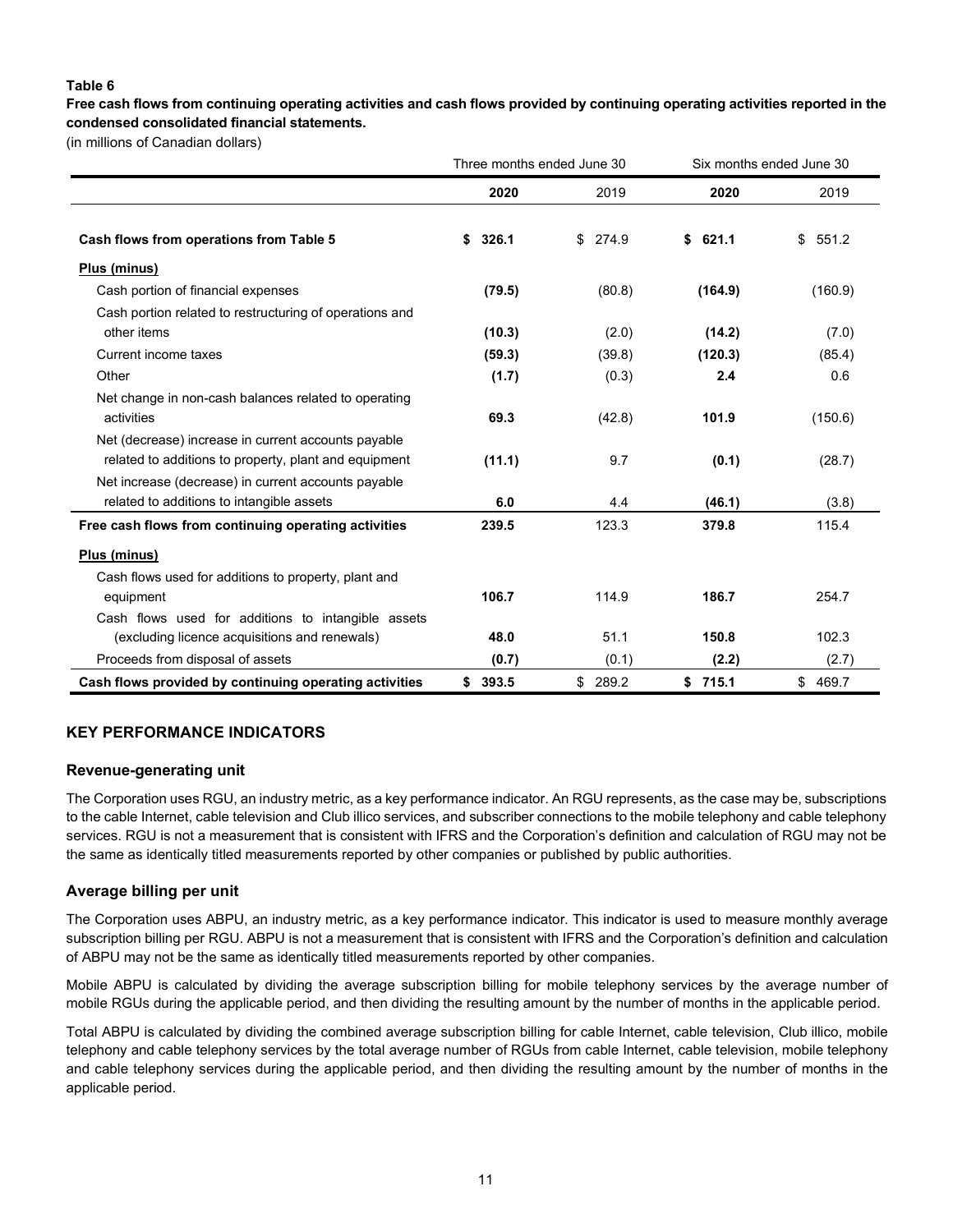**Table 6**

**Free cash flows from continuing operating activities and cash flows provided by continuing operating activities reported in the condensed consolidated financial statements.**

(in millions of Canadian dollars)

| | Three months ended June 30 | | Six months ended June 30 | |
|---|---|---|---|---|
| | **2020** | 2019 | **2020** | 2019 |
| **Cash flows from operations from Table 5** | **$ 326.1** | $ 274.9 | **$ 621.1** | $ 551.2 |
| **Plus (minus)** | | | | |
| Cash portion of financial expenses | **(79.5)** | (80.8) | **(164.9)** | (160.9) |
| Cash portion related to restructuring of operations and other items | **(10.3)** | (2.0) | **(14.2)** | (7.0) |
| Current income taxes | **(59.3)** | (39.8) | **(120.3)** | (85.4) |
| Other | **(1.7)** | (0.3) | **2.4** | 0.6 |
| Net change in non-cash balances related to operating activities | **69.3** | (42.8) | **101.9** | (150.6) |
| Net (decrease) increase in current accounts payable related to additions to property, plant and equipment | **(11.1)** | 9.7 | **(0.1)** | (28.7) |
| Net increase (decrease) in current accounts payable related to additions to intangible assets | **6.0** | 4.4 | **(46.1)** | (3.8) |
| **Free cash flows from continuing operating activities** | **239.5** | 123.3 | **379.8** | 115.4 |
| **Plus (minus)** | | | | |
| Cash flows used for additions to property, plant and equipment | **106.7** | 114.9 | **186.7** | 254.7 |
| Cash flows used for additions to intangible assets (excluding licence acquisitions and renewals) | **48.0** | 51.1 | **150.8** | 102.3 |
| Proceeds from disposal of assets | **(0.7)** | (0.1) | **(2.2)** | (2.7) |
| **Cash flows provided by continuing operating activities** | **$ 393.5** | $ 289.2 | **$ 715.1** | $ 469.7 |

## KEY PERFORMANCE INDICATORS

### Revenue-generating unit

The Corporation uses RGU, an industry metric, as a key performance indicator. An RGU represents, as the case may be, subscriptions to the cable Internet, cable television and Club illico services, and subscriber connections to the mobile telephony and cable telephony services. RGU is not a measurement that is consistent with IFRS and the Corporation's definition and calculation of RGU may not be the same as identically titled measurements reported by other companies or published by public authorities.

### Average billing per unit

The Corporation uses ABPU, an industry metric, as a key performance indicator. This indicator is used to measure monthly average subscription billing per RGU. ABPU is not a measurement that is consistent with IFRS and the Corporation's definition and calculation of ABPU may not be the same as identically titled measurements reported by other companies.

Mobile ABPU is calculated by dividing the average subscription billing for mobile telephony services by the average number of mobile RGUs during the applicable period, and then dividing the resulting amount by the number of months in the applicable period.

Total ABPU is calculated by dividing the combined average subscription billing for cable Internet, cable television, Club illico, mobile telephony and cable telephony services by the total average number of RGUs from cable Internet, cable television, mobile telephony and cable telephony services during the applicable period, and then dividing the resulting amount by the number of months in the applicable period.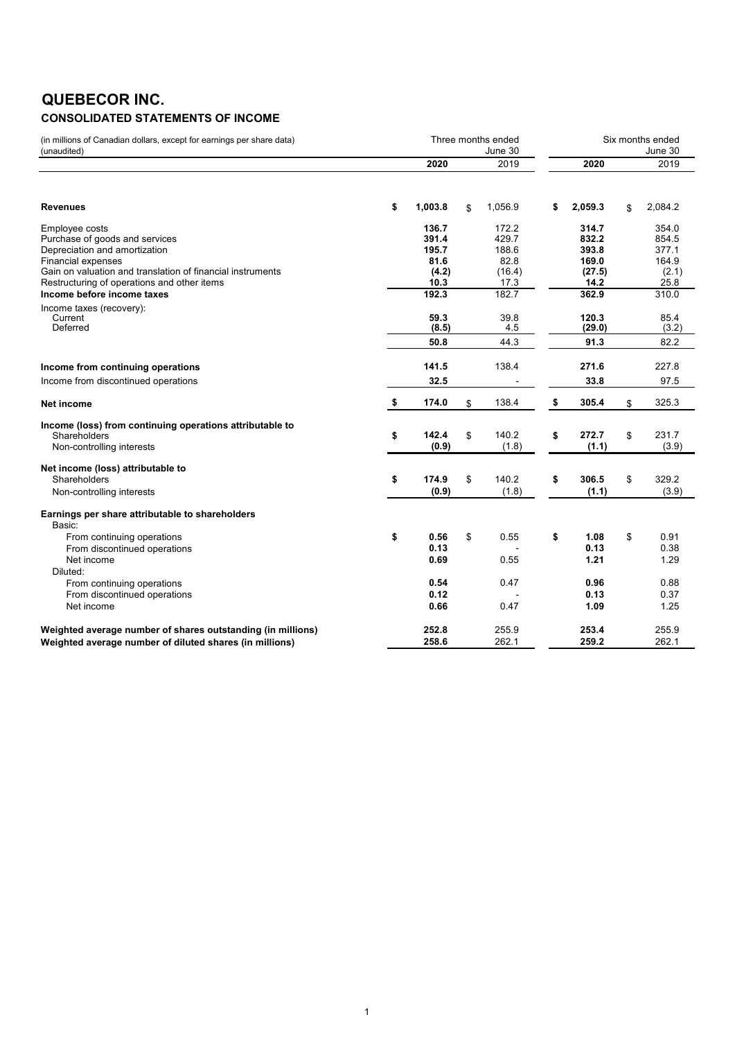# QUEBECOR INC.

## CONSOLIDATED STATEMENTS OF INCOME

| (in millions of Canadian dollars, except for earnings per share data) (unaudited) | Three months ended June 30 | | Six months ended June 30 | |
|---|---|---|---|---|
| | **2020** | 2019 | **2020** | 2019 |
| **Revenues** | **$ 1,003.8** | $ 1,056.9 | **$ 2,059.3** | $ 2,084.2 |
| Employee costs | **136.7** | 172.2 | **314.7** | 354.0 |
| Purchase of goods and services | **391.4** | 429.7 | **832.2** | 854.5 |
| Depreciation and amortization | **195.7** | 188.6 | **393.8** | 377.1 |
| Financial expenses | **81.6** | 82.8 | **169.0** | 164.9 |
| Gain on valuation and translation of financial instruments | **(4.2)** | (16.4) | **(27.5)** | (2.1) |
| Restructuring of operations and other items | **10.3** | 17.3 | **14.2** | 25.8 |
| **Income before income taxes** | **192.3** | 182.7 | **362.9** | 310.0 |
| Income taxes (recovery): | | | | |
| Current | **59.3** | 39.8 | **120.3** | 85.4 |
| Deferred | **(8.5)** | 4.5 | **(29.0)** | (3.2) |
| | **50.8** | 44.3 | **91.3** | 82.2 |
| **Income from continuing operations** | **141.5** | 138.4 | **271.6** | 227.8 |
| Income from discontinued operations | **32.5** | - | **33.8** | 97.5 |
| **Net income** | **$ 174.0** | $ 138.4 | **$ 305.4** | $ 325.3 |
| **Income (loss) from continuing operations attributable to** | | | | |
| Shareholders | **$ 142.4** | $ 140.2 | **$ 272.7** | $ 231.7 |
| Non-controlling interests | **(0.9)** | (1.8) | **(1.1)** | (3.9) |
| **Net income (loss) attributable to** | | | | |
| Shareholders | **$ 174.9** | $ 140.2 | **$ 306.5** | $ 329.2 |
| Non-controlling interests | **(0.9)** | (1.8) | **(1.1)** | (3.9) |
| **Earnings per share attributable to shareholders** | | | | |
| Basic: | | | | |
| From continuing operations | **$ 0.56** | $ 0.55 | **$ 1.08** | $ 0.91 |
| From discontinued operations | **0.13** | - | **0.13** | 0.38 |
| Net income | **0.69** | 0.55 | **1.21** | 1.29 |
| Diluted: | | | | |
| From continuing operations | **0.54** | 0.47 | **0.96** | 0.88 |
| From discontinued operations | **0.12** | - | **0.13** | 0.37 |
| Net income | **0.66** | 0.47 | **1.09** | 1.25 |
| **Weighted average number of shares outstanding (in millions)** | **252.8** | 255.9 | **253.4** | 255.9 |
| **Weighted average number of diluted shares (in millions)** | **258.6** | 262.1 | **259.2** | 262.1 |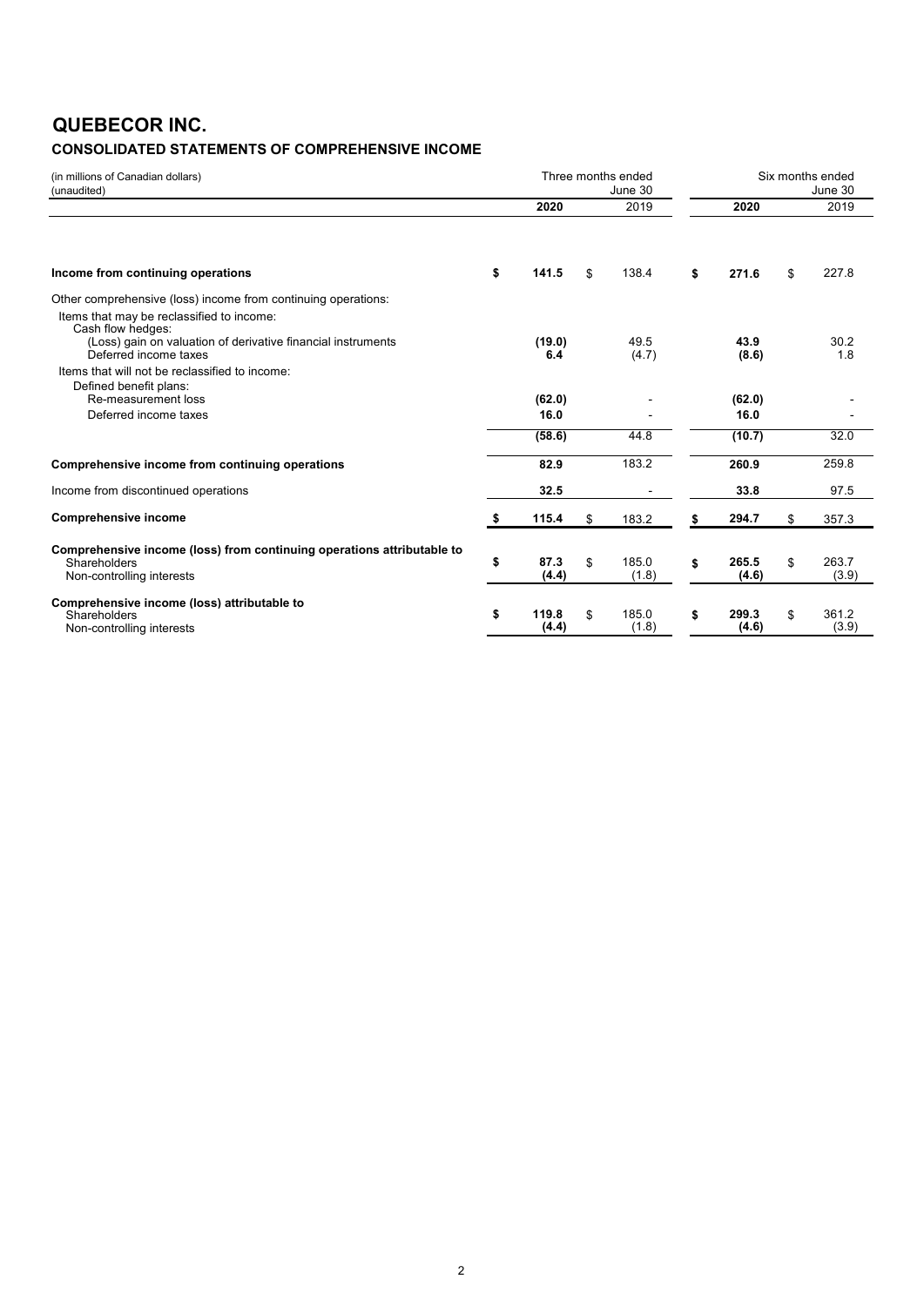# QUEBECOR INC.

## CONSOLIDATED STATEMENTS OF COMPREHENSIVE INCOME

| (in millions of Canadian dollars) (unaudited) | Three months ended June 30 | | Six months ended June 30 | |
|---|---|---|---|---|
| | **2020** | 2019 | **2020** | 2019 |
| **Income from continuing operations** | **$ 141.5** | $ 138.4 | **$ 271.6** | $ 227.8 |
| Other comprehensive (loss) income from continuing operations: | | | | |
| Items that may be reclassified to income: | | | | |
| Cash flow hedges: | | | | |
| (Loss) gain on valuation of derivative financial instruments | **(19.0)** | 49.5 | **43.9** | 30.2 |
| Deferred income taxes | **6.4** | (4.7) | **(8.6)** | 1.8 |
| Items that will not be reclassified to income: | | | | |
| Defined benefit plans: | | | | |
| Re-measurement loss | **(62.0)** | - | **(62.0)** | - |
| Deferred income taxes | **16.0** | - | **16.0** | - |
| | **(58.6)** | 44.8 | **(10.7)** | 32.0 |
| **Comprehensive income from continuing operations** | **82.9** | 183.2 | **260.9** | 259.8 |
| Income from discontinued operations | **32.5** | - | **33.8** | 97.5 |
| **Comprehensive income** | **$ 115.4** | $ 183.2 | **$ 294.7** | $ 357.3 |
| **Comprehensive income (loss) from continuing operations attributable to** | | | | |
| Shareholders | **$ 87.3** | $ 185.0 | **$ 265.5** | $ 263.7 |
| Non-controlling interests | **(4.4)** | (1.8) | **(4.6)** | (3.9) |
| **Comprehensive income (loss) attributable to** | | | | |
| Shareholders | **$ 119.8** | $ 185.0 | **$ 299.3** | $ 361.2 |
| Non-controlling interests | **(4.4)** | (1.8) | **(4.6)** | (3.9) |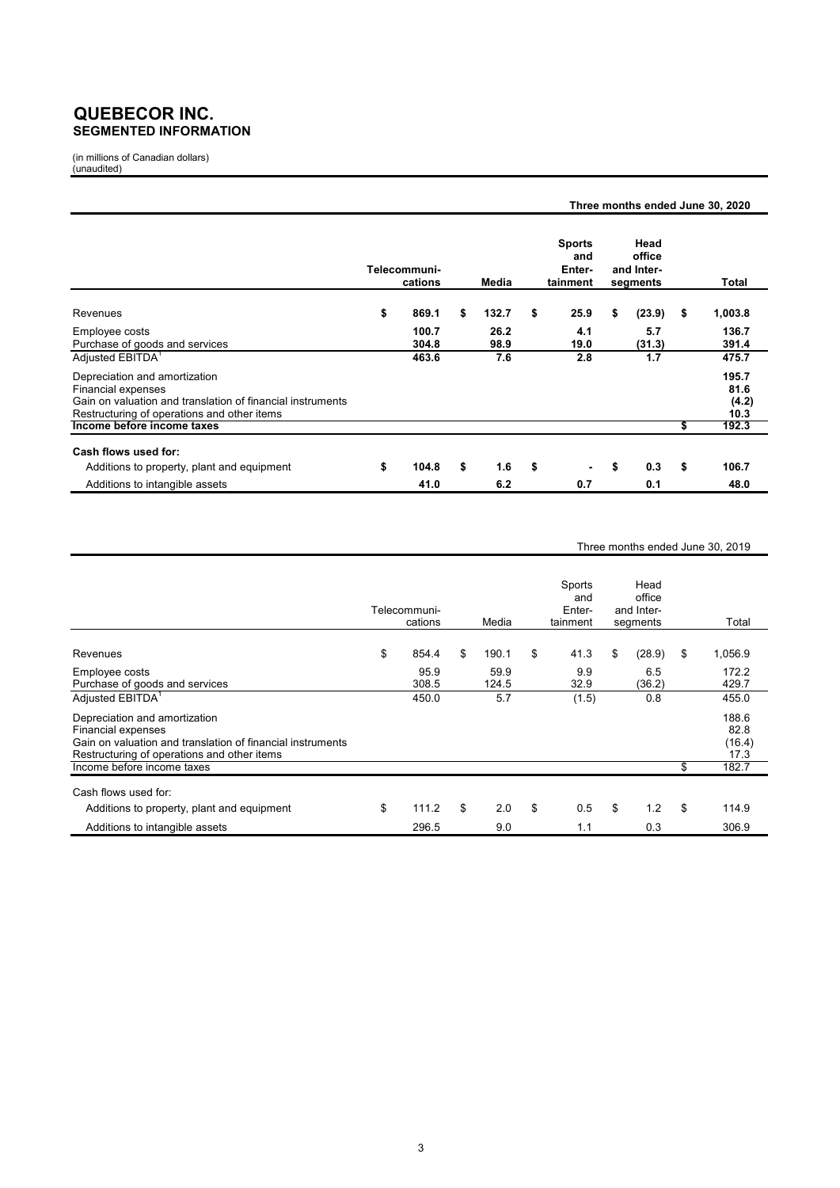# QUEBECOR INC.
## SEGMENTED INFORMATION

(in millions of Canadian dollars)
(unaudited)

**Three months ended June 30, 2020**

| | Telecommunications | Media | Sports and Entertainment | Head office and Inter-segments | Total |
|---|---|---|---|---|---|
| Revenues | $ 869.1 | $ 132.7 | $ 25.9 | $ (23.9) | $ 1,003.8 |
| Employee costs | 100.7 | 26.2 | 4.1 | 5.7 | 136.7 |
| Purchase of goods and services | 304.8 | 98.9 | 19.0 | (31.3) | 391.4 |
| Adjusted EBITDA[1] | 463.6 | 7.6 | 2.8 | 1.7 | 475.7 |
| Depreciation and amortization | | | | | 195.7 |
| Financial expenses | | | | | 81.6 |
| Gain on valuation and translation of financial instruments | | | | | (4.2) |
| Restructuring of operations and other items | | | | | 10.3 |
| **Income before income taxes** | | | | | $ 192.3 |
| **Cash flows used for:** | | | | | |
| Additions to property, plant and equipment | $ 104.8 | $ 1.6 | $ - | $ 0.3 | $ 106.7 |
| Additions to intangible assets | 41.0 | 6.2 | 0.7 | 0.1 | 48.0 |

Three months ended June 30, 2019

| | Telecommunications | Media | Sports and Entertainment | Head office and Inter-segments | Total |
|---|---|---|---|---|---|
| Revenues | $ 854.4 | $ 190.1 | $ 41.3 | $ (28.9) | $ 1,056.9 |
| Employee costs | 95.9 | 59.9 | 9.9 | 6.5 | 172.2 |
| Purchase of goods and services | 308.5 | 124.5 | 32.9 | (36.2) | 429.7 |
| Adjusted EBITDA[1] | 450.0 | 5.7 | (1.5) | 0.8 | 455.0 |
| Depreciation and amortization | | | | | 188.6 |
| Financial expenses | | | | | 82.8 |
| Gain on valuation and translation of financial instruments | | | | | (16.4) |
| Restructuring of operations and other items | | | | | 17.3 |
| Income before income taxes | | | | | $ 182.7 |
| Cash flows used for: | | | | | |
| Additions to property, plant and equipment | $ 111.2 | $ 2.0 | $ 0.5 | $ 1.2 | $ 114.9 |
| Additions to intangible assets | 296.5 | 9.0 | 1.1 | 0.3 | 306.9 |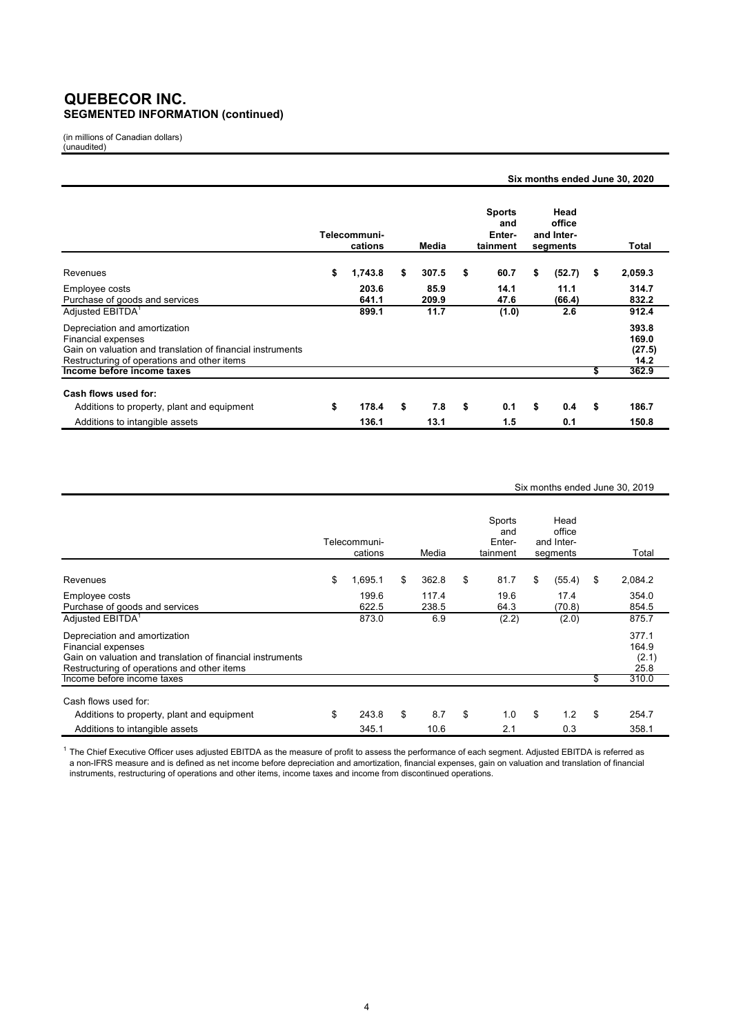# QUEBECOR INC.
## SEGMENTED INFORMATION (continued)

(in millions of Canadian dollars)
(unaudited)

**Six months ended June 30, 2020**

| | Telecommuni-cations | Media | Sports and Enter-tainment | Head office and Inter-segments | Total |
|---|---|---|---|---|---|
| Revenues | $ 1,743.8 | $ 307.5 | $ 60.7 | $ (52.7) | $ 2,059.3 |
| Employee costs | 203.6 | 85.9 | 14.1 | 11.1 | 314.7 |
| Purchase of goods and services | 641.1 | 209.9 | 47.6 | (66.4) | 832.2 |
| Adjusted EBITDA[1] | 899.1 | 11.7 | (1.0) | 2.6 | 912.4 |
| Depreciation and amortization | | | | | 393.8 |
| Financial expenses | | | | | 169.0 |
| Gain on valuation and translation of financial instruments | | | | | (27.5) |
| Restructuring of operations and other items | | | | | 14.2 |
| **Income before income taxes** | | | | | $ 362.9 |
| **Cash flows used for:** | | | | | |
| Additions to property, plant and equipment | $ 178.4 | $ 7.8 | $ 0.1 | $ 0.4 | $ 186.7 |
| Additions to intangible assets | 136.1 | 13.1 | 1.5 | 0.1 | 150.8 |

Six months ended June 30, 2019

| | Telecommuni-cations | Media | Sports and Enter-tainment | Head office and Inter-segments | Total |
|---|---|---|---|---|---|
| Revenues | $ 1,695.1 | $ 362.8 | $ 81.7 | $ (55.4) | $ 2,084.2 |
| Employee costs | 199.6 | 117.4 | 19.6 | 17.4 | 354.0 |
| Purchase of goods and services | 622.5 | 238.5 | 64.3 | (70.8) | 854.5 |
| Adjusted EBITDA[1] | 873.0 | 6.9 | (2.2) | (2.0) | 875.7 |
| Depreciation and amortization | | | | | 377.1 |
| Financial expenses | | | | | 164.9 |
| Gain on valuation and translation of financial instruments | | | | | (2.1) |
| Restructuring of operations and other items | | | | | 25.8 |
| Income before income taxes | | | | | $ 310.0 |
| Cash flows used for: | | | | | |
| Additions to property, plant and equipment | $ 243.8 | $ 8.7 | $ 1.0 | $ 1.2 | $ 254.7 |
| Additions to intangible assets | 345.1 | 10.6 | 2.1 | 0.3 | 358.1 |

[1] The Chief Executive Officer uses adjusted EBITDA as the measure of profit to assess the performance of each segment. Adjusted EBITDA is referred as a non-IFRS measure and is defined as net income before depreciation and amortization, financial expenses, gain on valuation and translation of financial instruments, restructuring of operations and other items, income taxes and income from discontinued operations.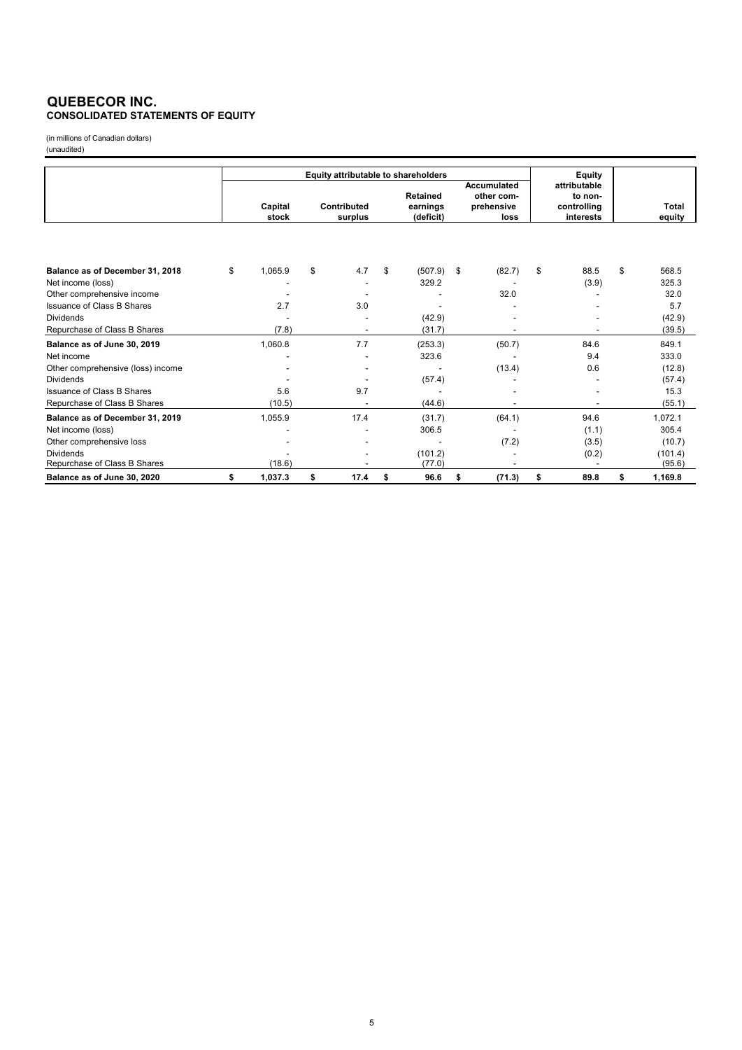# QUEBECOR INC.
## CONSOLIDATED STATEMENTS OF EQUITY

(in millions of Canadian dollars)
(unaudited)

| | Equity attributable to shareholders | | | | Equity attributable to non-controlling interests | Total equity |
|---|---|---|---|---|---|---|
| | Capital stock | Contributed surplus | Retained earnings (deficit) | Accumulated other comprehensive loss | | |
| **Balance as of December 31, 2018** | $ 1,065.9 | $ 4.7 | $ (507.9) | $ (82.7) | $ 88.5 | $ 568.5 |
| Net income (loss) | - | - | 329.2 | - | (3.9) | 325.3 |
| Other comprehensive income | - | - | - | 32.0 | - | 32.0 |
| Issuance of Class B Shares | 2.7 | 3.0 | - | - | - | 5.7 |
| Dividends | - | - | (42.9) | - | - | (42.9) |
| Repurchase of Class B Shares | (7.8) | - | (31.7) | - | - | (39.5) |
| **Balance as of June 30, 2019** | 1,060.8 | 7.7 | (253.3) | (50.7) | 84.6 | 849.1 |
| Net income | - | - | 323.6 | - | 9.4 | 333.0 |
| Other comprehensive (loss) income | - | - | - | (13.4) | 0.6 | (12.8) |
| Dividends | - | - | (57.4) | - | - | (57.4) |
| Issuance of Class B Shares | 5.6 | 9.7 | - | - | - | 15.3 |
| Repurchase of Class B Shares | (10.5) | - | (44.6) | - | - | (55.1) |
| **Balance as of December 31, 2019** | 1,055.9 | 17.4 | (31.7) | (64.1) | 94.6 | 1,072.1 |
| Net income (loss) | - | - | 306.5 | - | (1.1) | 305.4 |
| Other comprehensive loss | - | - | - | (7.2) | (3.5) | (10.7) |
| Dividends | - | - | (101.2) | - | (0.2) | (101.4) |
| Repurchase of Class B Shares | (18.6) | - | (77.0) | - | - | (95.6) |
| **Balance as of June 30, 2020** | **$ 1,037.3** | **$ 17.4** | **$ 96.6** | **$ (71.3)** | **$ 89.8** | **$ 1,169.8** |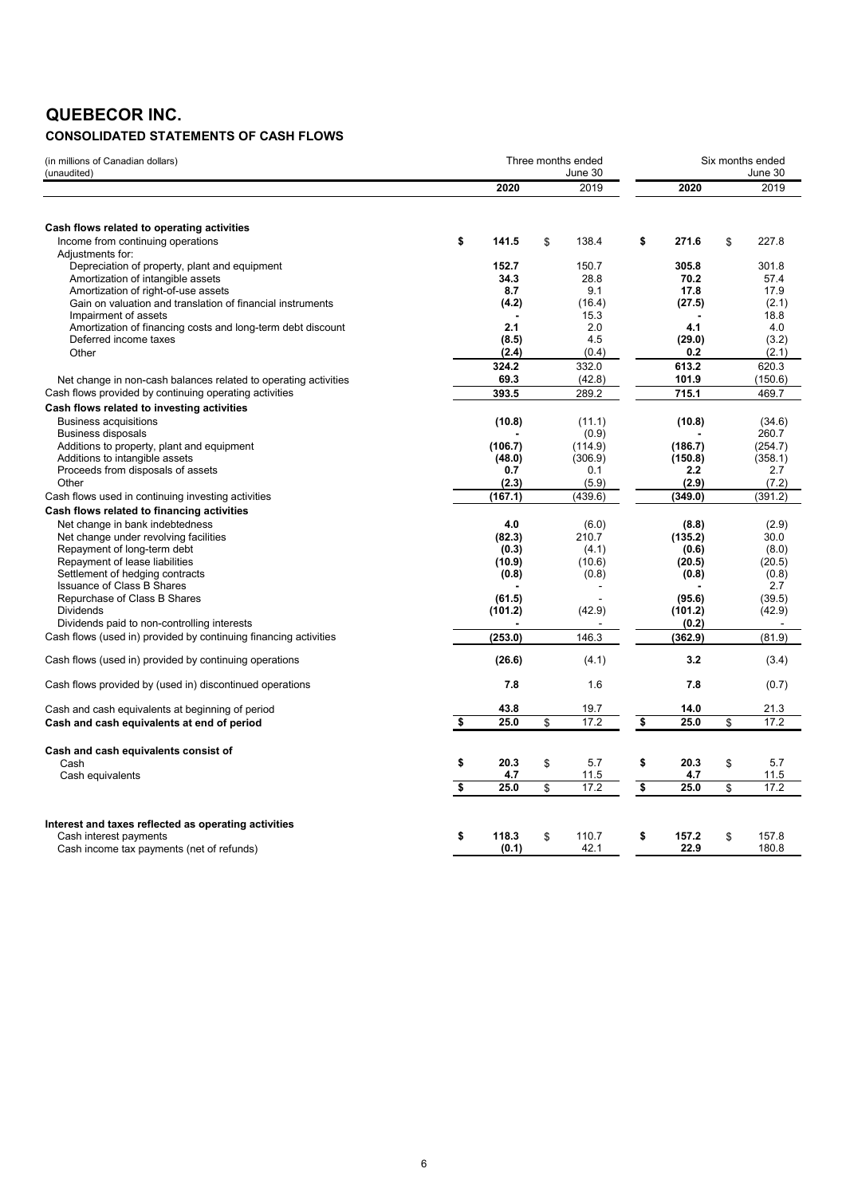# QUEBECOR INC.

## CONSOLIDATED STATEMENTS OF CASH FLOWS

| (in millions of Canadian dollars) (unaudited) | Three months ended June 30 | | Six months ended June 30 | |
|---|---|---|---|---|
| | **2020** | 2019 | **2020** | 2019 |
| **Cash flows related to operating activities** | | | | |
| Income from continuing operations | **$ 141.5** | $ 138.4 | **$ 271.6** | $ 227.8 |
| Adjustments for: | | | | |
| Depreciation of property, plant and equipment | **152.7** | 150.7 | **305.8** | 301.8 |
| Amortization of intangible assets | **34.3** | 28.8 | **70.2** | 57.4 |
| Amortization of right-of-use assets | **8.7** | 9.1 | **17.8** | 17.9 |
| Gain on valuation and translation of financial instruments | **(4.2)** | (16.4) | **(27.5)** | (2.1) |
| Impairment of assets | **-** | 15.3 | **-** | 18.8 |
| Amortization of financing costs and long-term debt discount | **2.1** | 2.0 | **4.1** | 4.0 |
| Deferred income taxes | **(8.5)** | 4.5 | **(29.0)** | (3.2) |
| Other | **(2.4)** | (0.4) | **0.2** | (2.1) |
| | **324.2** | 332.0 | **613.2** | 620.3 |
| Net change in non-cash balances related to operating activities | **69.3** | (42.8) | **101.9** | (150.6) |
| Cash flows provided by continuing operating activities | **393.5** | 289.2 | **715.1** | 469.7 |
| **Cash flows related to investing activities** | | | | |
| Business acquisitions | **(10.8)** | (11.1) | **(10.8)** | (34.6) |
| Business disposals | **-** | (0.9) | **-** | 260.7 |
| Additions to property, plant and equipment | **(106.7)** | (114.9) | **(186.7)** | (254.7) |
| Additions to intangible assets | **(48.0)** | (306.9) | **(150.8)** | (358.1) |
| Proceeds from disposals of assets | **0.7** | 0.1 | **2.2** | 2.7 |
| Other | **(2.3)** | (5.9) | **(2.9)** | (7.2) |
| Cash flows used in continuing investing activities | **(167.1)** | (439.6) | **(349.0)** | (391.2) |
| **Cash flows related to financing activities** | | | | |
| Net change in bank indebtedness | **4.0** | (6.0) | **(8.8)** | (2.9) |
| Net change under revolving facilities | **(82.3)** | 210.7 | **(135.2)** | 30.0 |
| Repayment of long-term debt | **(0.3)** | (4.1) | **(0.6)** | (8.0) |
| Repayment of lease liabilities | **(10.9)** | (10.6) | **(20.5)** | (20.5) |
| Settlement of hedging contracts | **(0.8)** | (0.8) | **(0.8)** | (0.8) |
| Issuance of Class B Shares | **-** | - | **-** | 2.7 |
| Repurchase of Class B Shares | **(61.5)** | - | **(95.6)** | (39.5) |
| Dividends | **(101.2)** | (42.9) | **(101.2)** | (42.9) |
| Dividends paid to non-controlling interests | **-** | - | **(0.2)** | - |
| Cash flows (used in) provided by continuing financing activities | **(253.0)** | 146.3 | **(362.9)** | (81.9) |
| Cash flows (used in) provided by continuing operations | **(26.6)** | (4.1) | **3.2** | (3.4) |
| Cash flows provided by (used in) discontinued operations | **7.8** | 1.6 | **7.8** | (0.7) |
| Cash and cash equivalents at beginning of period | **43.8** | 19.7 | **14.0** | 21.3 |
| **Cash and cash equivalents at end of period** | **$ 25.0** | $ 17.2 | **$ 25.0** | $ 17.2 |
| **Cash and cash equivalents consist of** | | | | |
| Cash | **$ 20.3** | $ 5.7 | **$ 20.3** | $ 5.7 |
| Cash equivalents | **4.7** | 11.5 | **4.7** | 11.5 |
| | **$ 25.0** | $ 17.2 | **$ 25.0** | $ 17.2 |
| **Interest and taxes reflected as operating activities** | | | | |
| Cash interest payments | **$ 118.3** | $ 110.7 | **$ 157.2** | $ 157.8 |
| Cash income tax payments (net of refunds) | **(0.1)** | 42.1 | **22.9** | 180.8 |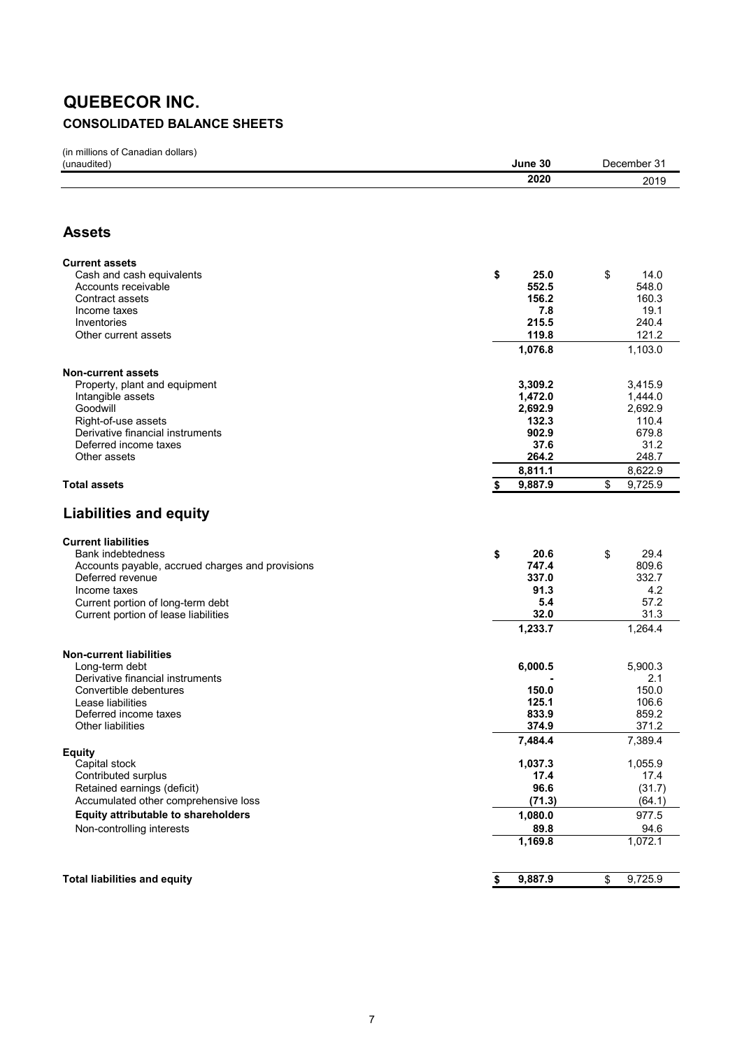# QUEBECOR INC.

## CONSOLIDATED BALANCE SHEETS

(in millions of Canadian dollars)
(unaudited)

| | June 30 2020 | December 31 2019 |
|---|---|---|
| **Assets** | | |
| **Current assets** | | |
| Cash and cash equivalents | **$ 25.0** | $ 14.0 |
| Accounts receivable | **552.5** | 548.0 |
| Contract assets | **156.2** | 160.3 |
| Income taxes | **7.8** | 19.1 |
| Inventories | **215.5** | 240.4 |
| Other current assets | **119.8** | 121.2 |
| | **1,076.8** | 1,103.0 |
| **Non-current assets** | | |
| Property, plant and equipment | **3,309.2** | 3,415.9 |
| Intangible assets | **1,472.0** | 1,444.0 |
| Goodwill | **2,692.9** | 2,692.9 |
| Right-of-use assets | **132.3** | 110.4 |
| Derivative financial instruments | **902.9** | 679.8 |
| Deferred income taxes | **37.6** | 31.2 |
| Other assets | **264.2** | 248.7 |
| | **8,811.1** | 8,622.9 |
| **Total assets** | **$ 9,887.9** | $ 9,725.9 |
| **Liabilities and equity** | | |
| **Current liabilities** | | |
| Bank indebtedness | **$ 20.6** | $ 29.4 |
| Accounts payable, accrued charges and provisions | **747.4** | 809.6 |
| Deferred revenue | **337.0** | 332.7 |
| Income taxes | **91.3** | 4.2 |
| Current portion of long-term debt | **5.4** | 57.2 |
| Current portion of lease liabilities | **32.0** | 31.3 |
| | **1,233.7** | 1,264.4 |
| **Non-current liabilities** | | |
| Long-term debt | **6,000.5** | 5,900.3 |
| Derivative financial instruments | **-** | 2.1 |
| Convertible debentures | **150.0** | 150.0 |
| Lease liabilities | **125.1** | 106.6 |
| Deferred income taxes | **833.9** | 859.2 |
| Other liabilities | **374.9** | 371.2 |
| | **7,484.4** | 7,389.4 |
| **Equity** | | |
| Capital stock | **1,037.3** | 1,055.9 |
| Contributed surplus | **17.4** | 17.4 |
| Retained earnings (deficit) | **96.6** | (31.7) |
| Accumulated other comprehensive loss | **(71.3)** | (64.1) |
| **Equity attributable to shareholders** | **1,080.0** | 977.5 |
| Non-controlling interests | **89.8** | 94.6 |
| | **1,169.8** | 1,072.1 |
| **Total liabilities and equity** | **$ 9,887.9** | $ 9,725.9 |